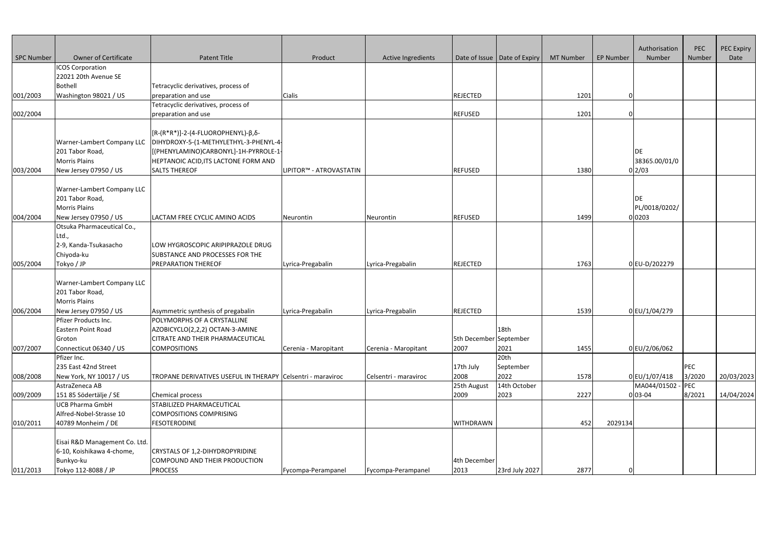| SPC Number | Owner of Certificate | Patent Title | Product | Active Ingredients | Date of Issue | Date of Expiry | MT Number | EP Number | Authorisation Number | PEC Number | PEC Expiry Date |
|---|---|---|---|---|---|---|---|---|---|---|---|
| 001/2003 | ICOS Corporation 22021 20th Avenue SE Bothell Washington 98021 / US | Tetracyclic derivatives, process of preparation and use | Cialis | | REJECTED | | 1201 | 0 | | | |
| 002/2004 | | Tetracyclic derivatives, process of preparation and use | | | REFUSED | | 1201 | 0 | | | |
| 003/2004 | Warner-Lambert Company LLC 201 Tabor Road, Morris Plains New Jersey 07950 / US | [R-(R*R*)]-2-(4-FLUOROPHENYL)-β,δ-DIHYDROXY-5-(1-METHYLETHYL-3-PHENYL-4-[(PHENYLAMINO)CARBONYL]-1H-PYRROLE-1-HEPTANOIC ACID,ITS LACTONE FORM AND SALTS THEREOF | LIPITOR™ - ATROVASTATIN | | REFUSED | | 1380 | 0 | DE 38365.00/01/02/03 | | |
| 004/2004 | Warner-Lambert Company LLC 201 Tabor Road, Morris Plains New Jersey 07950 / US | LACTAM FREE CYCLIC AMINO ACIDS | Neurontin | Neurontin | REFUSED | | 1499 | 0 | DE PL/0018/0202/0203 | | |
| 005/2004 | Otsuka Pharmaceutical Co., Ltd., 2-9, Kanda-Tsukasacho Chiyoda-ku Tokyo / JP | LOW HYGROSCOPIC ARIPIPRAZOLE DRUG SUBSTANCE AND PROCESSES FOR THE PREPARATION THEREOF | Lyrica-Pregabalin | Lyrica-Pregabalin | REJECTED | | 1763 | 0 | EU-D/202279 | | |
| 006/2004 | Warner-Lambert Company LLC 201 Tabor Road, Morris Plains New Jersey 07950 / US | Asymmetric synthesis of pregabalin | Lyrica-Pregabalin | Lyrica-Pregabalin | REJECTED | | 1539 | 0 | EU/1/04/279 | | |
| 007/2007 | Pfizer Products Inc. Eastern Point Road Groton Connecticut 06340 / US | POLYMORPHS OF A CRYSTALLINE AZOBICYCLO(2,2,2) OCTAN-3-AMINE CITRATE AND THEIR PHARMACEUTICAL COMPOSITIONS | Cerenia - Maropitant | Cerenia - Maropitant | 5th December 2007 | 18th September 2021 | 1455 | 0 | EU/2/06/062 | | |
| 008/2008 | Pfizer Inc. 235 East 42nd Street New York, NY 10017 / US | TROPANE DERIVATIVES USEFUL IN THERAPY | Celsentri - maraviroc | Celsentri - maraviroc | 17th July 2008 | 20th September 2022 | 1578 | 0 | EU/1/07/418 | PEC 3/2020 | 20/03/2023 |
| 009/2009 | AstraZeneca AB 151 85 Södertälje / SE | Chemical process | | | 25th August 2009 | 14th October 2023 | 2227 | 0 | MA044/01502 - 03-04 | PEC 8/2021 | 14/04/2024 |
| 010/2011 | UCB Pharma GmbH Alfred-Nobel-Strasse 10 40789 Monheim / DE | STABILIZED PHARMACEUTICAL COMPOSITIONS COMPRISING FESOTERODINE | | | WITHDRAWN | | 452 | 2029134 | | | |
| 011/2013 | Eisai R&D Management Co. Ltd. 6-10, Koishikawa 4-chome, Bunkyo-ku Tokyo 112-8088 / JP | CRYSTALS OF 1,2-DIHYDROPYRIDINE COMPOUND AND THEIR PRODUCTION PROCESS | Fycompa-Perampanel | Fycompa-Perampanel | 4th December 2013 | 23rd July 2027 | 2877 | 0 | | | |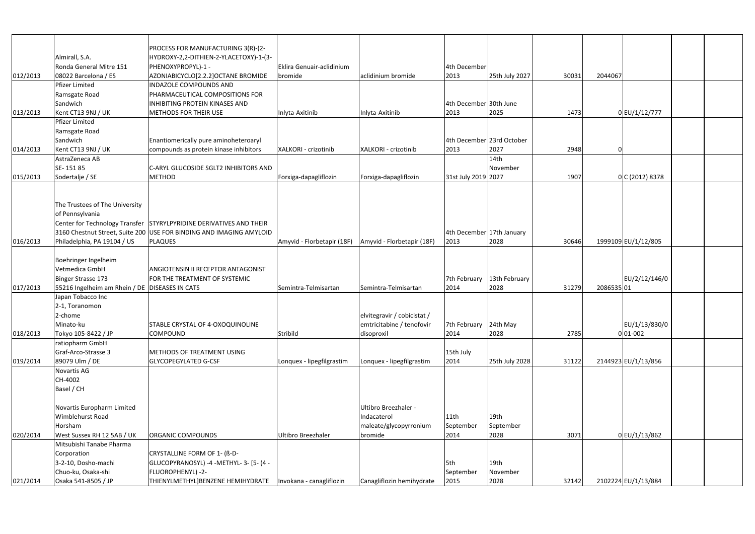| | | | | | | | | | | | |
|---|---|---|---|---|---|---|---|---|---|---|---|
| 012/2013 | Almirall, S.A.<br>Ronda General Mitre 151<br>08022 Barcelona / ES | PROCESS FOR MANUFACTURING 3(R)-(2-HYDROXY-2,2-DITHIEN-2-YLACETOXY)-1-(3-PHENOXYPROPYL)-1 - AZONIABICYCLO[2.2.2]OCTANE BROMIDE | Eklira Genuair-aclidinium bromide | aclidinium bromide | 4th December 2013 | 25th July 2027 | 30031 | 2044067 | | | |
| 013/2013 | Pfizer Limited<br>Ramsgate Road<br>Sandwich<br>Kent CT13 9NJ / UK | INDAZOLE COMPOUNDS AND PHARMACEUTICAL COMPOSITIONS FOR INHIBITING PROTEIN KINASES AND METHODS FOR THEIR USE | Inlyta-Axitinib | Inlyta-Axitinib | 4th December 2013 | 30th June 2025 | 1473 | 0 | EU/1/12/777 | | |
| 014/2013 | Pfizer Limited<br>Ramsgate Road<br>Sandwich<br>Kent CT13 9NJ / UK | Enantiomerically pure aminoheteroaryl compounds as protein kinase inhibitors | XALKORI - crizotinib | XALKORI - crizotinib | 4th December 2013 | 23rd October 2027 | 2948 | 0 | | | |
| 015/2013 | AstraZeneca AB<br>SE- 151 85<br>Sodertalje / SE | C-ARYL GLUCOSIDE SGLT2 INHIBITORS AND METHOD | Forxiga-dapagliflozin | Forxiga-dapagliflozin | 31st July 2019 | 14th November 2027 | 1907 | 0 | C (2012) 8378 | | |
| 016/2013 | The Trustees of The University of Pennsylvania<br>Center for Technology Transfer<br>3160 Chestnut Street, Suite 200<br>Philadelphia, PA 19104 / US | STYRYLPYRIDINE DERIVATIVES AND THEIR USE FOR BINDING AND IMAGING AMYLOID PLAQUES | Amyvid - Florbetapir (18F) | Amyvid - Florbetapir (18F) | 4th December 2013 | 17th January 2028 | 30646 | 1999109 | EU/1/12/805 | | |
| 017/2013 | Boehringer Ingelheim Vetmedica GmbH<br>Binger Strasse 173<br>55216 Ingelheim am Rhein / DE | ANGIOTENSIN II RECEPTOR ANTAGONIST FOR THE TREATMENT OF SYSTEMIC DISEASES IN CATS | Semintra-Telmisartan | Semintra-Telmisartan | 7th February 2014 | 13th February 2028 | 31279 | 2086535 | EU/2/12/146/001 | | |
| 018/2013 | Japan Tobacco Inc<br>2-1, Toranomon<br>2-chome<br>Minato-ku<br>Tokyo 105-8422 / JP | STABLE CRYSTAL OF 4-OXOQUINOLINE COMPOUND | Stribild | elvitegravir / cobicistat / emtricitabine / tenofovir disoproxil | 7th February 2014 | 24th May 2028 | 2785 | 0 | EU/1/13/830/001-002 | | |
| 019/2014 | ratiopharm GmbH<br>Graf-Arco-Strasse 3<br>89079 Ulm / DE | METHODS OF TREATMENT USING GLYCOPEGYLATED G-CSF | Lonquex - lipegfilgrastim | Lonquex - lipegfilgrastim | 15th July 2014 | 25th July 2028 | 31122 | 2144923 | EU/1/13/856 | | |
| 020/2014 | Novartis AG<br>CH-4002<br>Basel / CH<br><br>Novartis Europharm Limited<br>Wimblehurst Road<br>Horsham<br>West Sussex RH 12 5AB / UK | ORGANIC COMPOUNDS | Ultibro Breezhaler | Ultibro Breezhaler - Indacaterol maleate/glycopyrronium bromide | 11th September 2014 | 19th September 2028 | 3071 | 0 | EU/1/13/862 | | |
| 021/2014 | Mitsubishi Tanabe Pharma Corporation<br>3-2-10, Dosho-machi<br>Chuo-ku, Osaka-shi<br>Osaka 541-8505 / JP | CRYSTALLINE FORM OF 1- (ß-D-GLUCOPYRANOSYL) -4 -METHYL- 3- [5- (4 - FLUOROPHENYL) -2-THIENYLMETHYL]BENZENE HEMIHYDRATE | Invokana - canagliflozin | Canagliflozin hemihydrate | 5th September 2015 | 19th November 2028 | 32142 | 2102224 | EU/1/13/884 | | |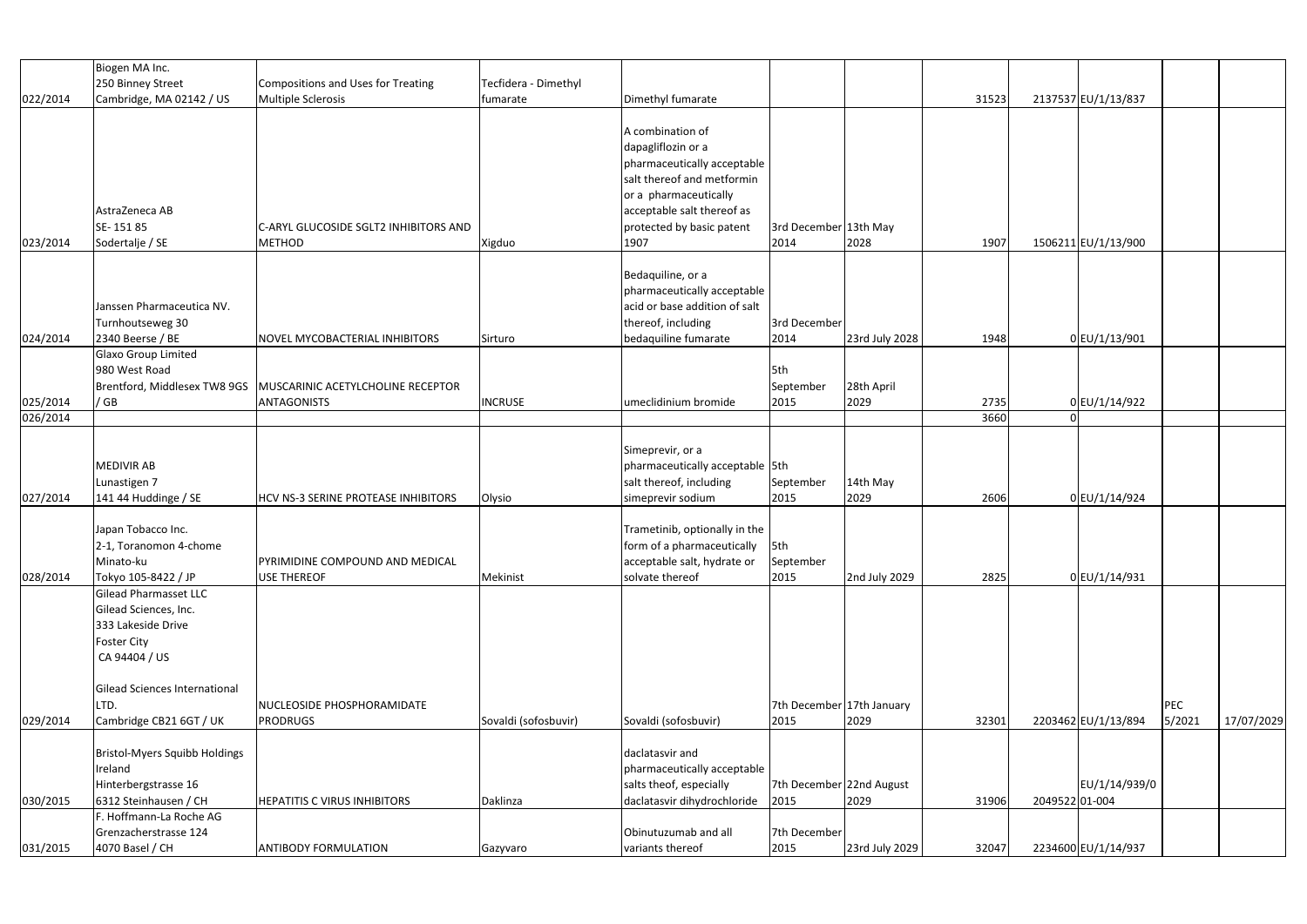| | | | | | | | | | | | |
|---|---|---|---|---|---|---|---|---|---|---|---|
| 022/2014 | Biogen MA Inc. 250 Binney Street Cambridge, MA 02142 / US | Compositions and Uses for Treating Multiple Sclerosis | Tecfidera - Dimethyl fumarate | Dimethyl fumarate | | | 31523 | 2137537 | EU/1/13/837 | | |
| 023/2014 | AstraZeneca AB SE- 151 85 Sodertalje / SE | C-ARYL GLUCOSIDE SGLT2 INHIBITORS AND METHOD | Xigduo | A combination of dapagliflozin or a pharmaceutically acceptable salt thereof and metformin or a pharmaceutically acceptable salt thereof as protected by basic patent 1907 | 3rd December 2014 | 13th May 2028 | 1907 | 1506211 | EU/1/13/900 | | |
| 024/2014 | Janssen Pharmaceutica NV. Turnhoutseweg 30 2340 Beerse / BE | NOVEL MYCOBACTERIAL INHIBITORS | Sirturo | Bedaquiline, or a pharmaceutically acceptable acid or base addition of salt thereof, including bedaquiline fumarate | 3rd December 2014 | 23rd July 2028 | 1948 | 0 | EU/1/13/901 | | |
| 025/2014 | Glaxo Group Limited 980 West Road Brentford, Middlesex TW8 9GS / GB | MUSCARINIC ACETYLCHOLINE RECEPTOR ANTAGONISTS | INCRUSE | umeclidinium bromide | 5th September 2015 | 28th April 2029 | 2735 | 0 | EU/1/14/922 | | |
| 026/2014 | | | | | | | 3660 | 0 | | | |
| 027/2014 | MEDIVIR AB Lunastigen 7 141 44 Huddinge / SE | HCV NS-3 SERINE PROTEASE INHIBITORS | Olysio | Simeprevir, or a pharmaceutically acceptable salt thereof, including simeprevir sodium | 5th September 2015 | 14th May 2029 | 2606 | 0 | EU/1/14/924 | | |
| 028/2014 | Japan Tobacco Inc. 2-1, Toranomon 4-chome Minato-ku Tokyo 105-8422 / JP | PYRIMIDINE COMPOUND AND MEDICAL USE THEREOF | Mekinist | Trametinib, optionally in the form of a pharmaceutically acceptable salt, hydrate or solvate thereof | 5th September 2015 | 2nd July 2029 | 2825 | 0 | EU/1/14/931 | | |
| 029/2014 | Gilead Pharmasset LLC Gilead Sciences, Inc. 333 Lakeside Drive Foster City CA 94404 / US<br><br>Gilead Sciences International LTD. Cambridge CB21 6GT / UK | NUCLEOSIDE PHOSPHORAMIDATE PRODRUGS | Sovaldi (sofosbuvir) | Sovaldi (sofosbuvir) | 7th December 2015 | 17th January 2029 | 32301 | 2203462 | EU/1/13/894 | PEC 5/2021 | 17/07/2029 |
| 030/2015 | Bristol-Myers Squibb Holdings Ireland Hinterbergstrasse 16 6312 Steinhausen / CH | HEPATITIS C VIRUS INHIBITORS | Daklinza | daclatasvir and pharmaceutically acceptable salts theof, especially daclatasvir dihydrochloride | 7th December 2015 | 22nd August 2029 | 31906 | 2049522 | EU/1/14/939/0 01-004 | | |
| 031/2015 | F. Hoffmann-La Roche AG Grenzacherstrasse 124 4070 Basel / CH | ANTIBODY FORMULATION | Gazyvaro | Obinutuzumab and all variants thereof | 7th December 2015 | 23rd July 2029 | 32047 | 2234600 | EU/1/14/937 | | |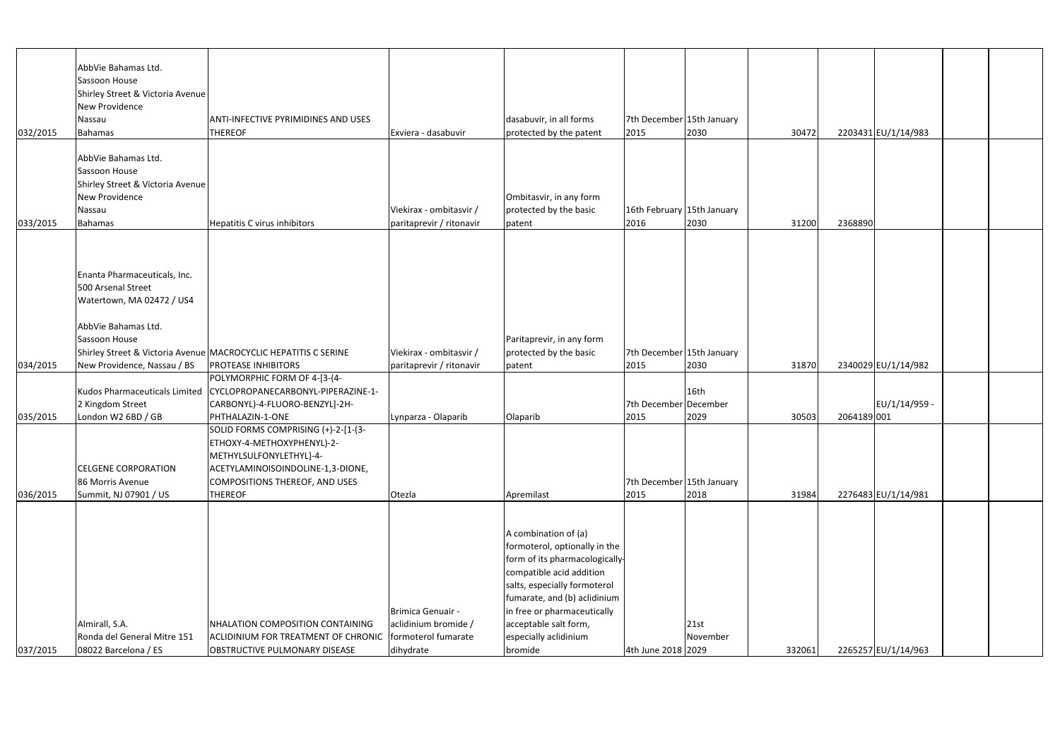| | | | | | | | | | | | |
|---|---|---|---|---|---|---|---|---|---|---|---|
| 032/2015 | AbbVie Bahamas Ltd.<br>Sassoon House<br>Shirley Street & Victoria Avenue<br>New Providence<br>Nassau<br>Bahamas | ANTI-INFECTIVE PYRIMIDINES AND USES THEREOF | Exviera - dasabuvir | dasabuvir, in all forms protected by the patent | 7th December 2015 | 15th January 2030 | 30472 | 2203431 | EU/1/14/983 | | |
| 033/2015 | AbbVie Bahamas Ltd.<br>Sassoon House<br>Shirley Street & Victoria Avenue<br>New Providence<br>Nassau<br>Bahamas | Hepatitis C virus inhibitors | Viekirax - ombitasvir / paritaprevir / ritonavir | Ombitasvir, in any form protected by the basic patent | 16th February 2016 | 15th January 2030 | 31200 | 2368890 | | | |
| 034/2015 | Enanta Pharmaceuticals, Inc.<br>500 Arsenal Street<br>Watertown, MA 02472 / US4<br><br>AbbVie Bahamas Ltd.<br>Sassoon House<br>Shirley Street & Victoria Avenue<br>New Providence, Nassau / BS | MACROCYCLIC HEPATITIS C SERINE PROTEASE INHIBITORS | Viekirax - ombitasvir / paritaprevir / ritonavir | Paritaprevir, in any form protected by the basic patent | 7th December 2015 | 15th January 2030 | 31870 | 2340029 | EU/1/14/982 | | |
| 035/2015 | Kudos Pharmaceuticals Limited<br>2 Kingdom Street<br>London W2 6BD / GB | POLYMORPHIC FORM OF 4-[3-(4-CYCLOPROPANECARBONYL-PIPERAZINE-1-CARBONYL)-4-FLUORO-BENZYL]-2H-PHTHALAZIN-1-ONE | Lynparza - Olaparib | Olaparib | 7th December 2015 | 16th December 2029 | 30503 | 2064189 | EU/1/14/959 - 001 | | |
| 036/2015 | CELGENE CORPORATION<br>86 Morris Avenue<br>Summit, NJ 07901 / US | SOLID FORMS COMPRISING (+)-2-[1-(3-ETHOXY-4-METHOXYPHENYL)-2-METHYLSULFONYLETHYL]-4-ACETYLAMINOISOINDOLINE-1,3-DIONE, COMPOSITIONS THEREOF, AND USES THEREOF | Otezla | Apremilast | 7th December 2015 | 15th January 2018 | 31984 | 2276483 | EU/1/14/981 | | |
| 037/2015 | Almirall, S.A.<br>Ronda del General Mitre 151<br>08022 Barcelona / ES | NHALATION COMPOSITION CONTAINING ACLIDINIUM FOR TREATMENT OF CHRONIC OBSTRUCTIVE PULMONARY DISEASE | Brimica Genuair - aclidinium bromide / formoterol fumarate dihydrate | A combination of (a) formoterol, optionally in the form of its pharmacologically-compatible acid addition salts, especially formoterol fumarate, and (b) aclidinium in free or pharmaceutically acceptable salt form, especially aclidinium bromide | 4th June 2018 | 21st November 2029 | 332061 | 2265257 | EU/1/14/963 | | |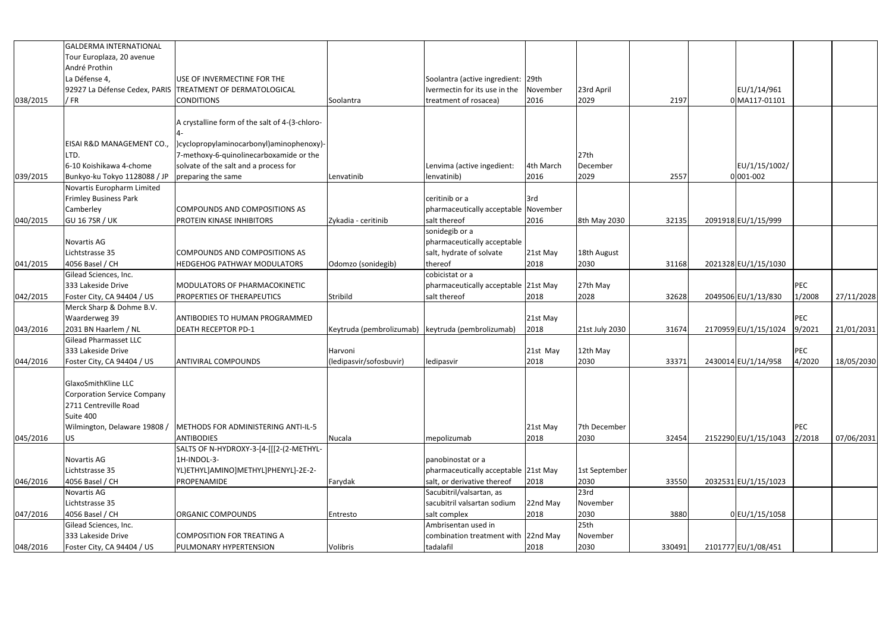| | | | | | | | | | | | |
|---|---|---|---|---|---|---|---|---|---|---|---|
| 038/2015 | GALDERMA INTERNATIONAL Tour Europlaza, 20 avenue André Prothin La Défense 4, 92927 La Défense Cedex, PARIS / FR | USE OF INVERMECTINE FOR THE TREATMENT OF DERMATOLOGICAL CONDITIONS | Soolantra | Soolantra (active ingredient: Ivermectin for its use in the treatment of rosacea) | 29th November 2016 | 23rd April 2029 | 2197 | 0 | EU/1/14/961 MA117-01101 | | |
| 039/2015 | EISAI R&D MANAGEMENT CO., LTD. 6-10 Koishikawa 4-chome Bunkyo-ku Tokyo 1128088 / JP | A crystalline form of the salt of 4-(3-chloro-4-)cyclopropylaminocarbonyl)aminophenoxy)-7-methoxy-6-quinolinecarboxamide or the solvate of the salt and a process for preparing the same | Lenvatinib | Lenvima (active ingedient: lenvatinib) | 4th March 2016 | 27th December 2029 | 2557 | 0 | EU/1/15/1002/001-002 | | |
| 040/2015 | Novartis Europharm Limited Frimley Business Park Camberley GU 16 7SR / UK | COMPOUNDS AND COMPOSITIONS AS PROTEIN KINASE INHIBITORS | Zykadia - ceritinib | ceritinib or a pharmaceutically acceptable salt thereof | 3rd November 2016 | 8th May 2030 | 32135 | 2091918 | EU/1/15/999 | | |
| 041/2015 | Novartis AG Lichtstrasse 35 4056 Basel / CH | COMPOUNDS AND COMPOSITIONS AS HEDGEHOG PATHWAY MODULATORS | Odomzo (sonidegib) | sonidegib or a pharmaceutically acceptable salt, hydrate of solvate thereof | 21st May 2018 | 18th August 2030 | 31168 | 2021328 | EU/1/15/1030 | | |
| 042/2015 | Gilead Sciences, Inc. 333 Lakeside Drive Foster City, CA 94404 / US | MODULATORS OF PHARMACOKINETIC PROPERTIES OF THERAPEUTICS | Stribild | cobicistat or a pharmaceutically acceptable salt thereof | 21st May 2018 | 27th May 2028 | 32628 | 2049506 | EU/1/13/830 | PEC 1/2008 | 27/11/2028 |
| 043/2016 | Merck Sharp & Dohme B.V. Waarderweg 39 2031 BN Haarlem / NL | ANTIBODIES TO HUMAN PROGRAMMED DEATH RECEPTOR PD-1 | Keytruda (pembrolizumab) | keytruda (pembrolizumab) | 21st May 2018 | 21st July 2030 | 31674 | 2170959 | EU/1/15/1024 | PEC 9/2021 | 21/01/2031 |
| 044/2016 | Gilead Pharmasset LLC 333 Lakeside Drive Foster City, CA 94404 / US | ANTIVIRAL COMPOUNDS | Harvoni (ledipasvir/sofosbuvir) | ledipasvir | 21st May 2018 | 12th May 2030 | 33371 | 2430014 | EU/1/14/958 | PEC 4/2020 | 18/05/2030 |
| 045/2016 | GlaxoSmithKline LLC Corporation Service Company 2711 Centreville Road Suite 400 Wilmington, Delaware 19808 / US | METHODS FOR ADMINISTERING ANTI-IL-5 ANTIBODIES | Nucala | mepolizumab | 21st May 2018 | 7th December 2030 | 32454 | 2152290 | EU/1/15/1043 | PEC 2/2018 | 07/06/2031 |
| 046/2016 | Novartis AG Lichtstrasse 35 4056 Basel / CH | SALTS OF N-HYDROXY-3-[4-[[[2-(2-METHYL-1H-INDOL-3-YL)ETHYL]AMINO]METHYL]PHENYL]-2E-2-PROPENAMIDE | Farydak | panobinostat or a pharmaceutically acceptable salt, or derivative thereof | 21st May 2018 | 1st September 2030 | 33550 | 2032531 | EU/1/15/1023 | | |
| 047/2016 | Novartis AG Lichtstrasse 35 4056 Basel / CH | ORGANIC COMPOUNDS | Entresto | Sacubitril/valsartan, as sacubitril valsartan sodium salt complex | 22nd May 2018 | 23rd November 2030 | 3880 | 0 | EU/1/15/1058 | | |
| 048/2016 | Gilead Sciences, Inc. 333 Lakeside Drive Foster City, CA 94404 / US | COMPOSITION FOR TREATING A PULMONARY HYPERTENSION | Volibris | Ambrisentan used in combination treatment with tadalafil | 22nd May 2018 | 25th November 2030 | 330491 | 2101777 | EU/1/08/451 | | |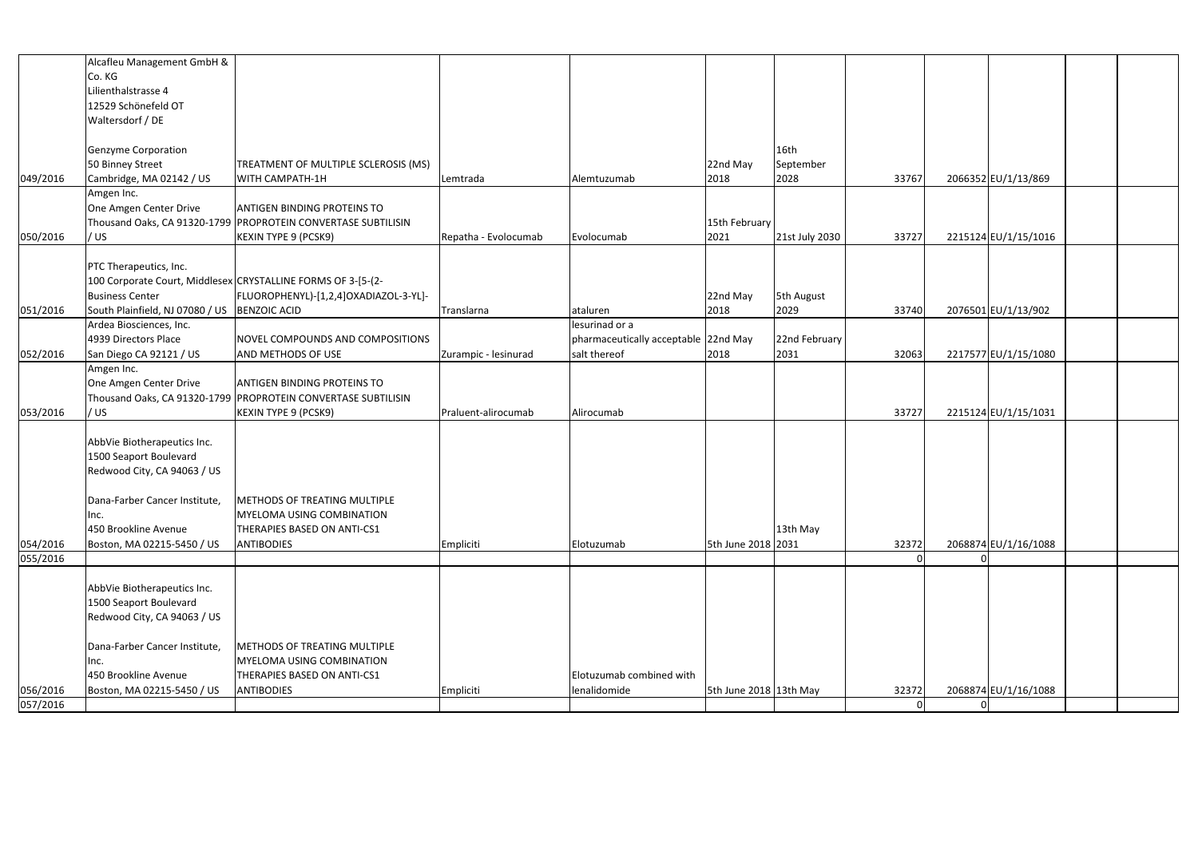| | | | | | | | | | | | |
|---|---|---|---|---|---|---|---|---|---|---|---|
| 049/2016 | Alcafleu Management GmbH & Co. KG Lilienthalstrasse 4 12529 Schönefeld OT Waltersdorf / DE Genzyme Corporation 50 Binney Street Cambridge, MA 02142 / US | TREATMENT OF MULTIPLE SCLEROSIS (MS) WITH CAMPATH-1H | Lemtrada | Alemtuzumab | 22nd May 2018 | 16th September 2028 | 33767 | 2066352 | EU/1/13/869 | | |
| 050/2016 | Amgen Inc. One Amgen Center Drive Thousand Oaks, CA 91320-1799 / US | ANTIGEN BINDING PROTEINS TO PROPROTEIN CONVERTASE SUBTILISIN KEXIN TYPE 9 (PCSK9) | Repatha - Evolocumab | Evolocumab | 15th February 2021 | 21st July 2030 | 33727 | 2215124 | EU/1/15/1016 | | |
| 051/2016 | PTC Therapeutics, Inc. 100 Corporate Court, Middlesex Business Center South Plainfield, NJ 07080 / US | CRYSTALLINE FORMS OF 3-[5-(2-FLUOROPHENYL)-[1,2,4]OXADIAZOL-3-YL]-BENZOIC ACID | Translarna | ataluren | 22nd May 2018 | 5th August 2029 | 33740 | 2076501 | EU/1/13/902 | | |
| 052/2016 | Ardea Biosciences, Inc. 4939 Directors Place San Diego CA 92121 / US | NOVEL COMPOUNDS AND COMPOSITIONS AND METHODS OF USE | Zurampic - lesinurad | lesinurad or a pharmaceutically acceptable salt thereof | 22nd May 2018 | 22nd February 2031 | 32063 | 2217577 | EU/1/15/1080 | | |
| 053/2016 | Amgen Inc. One Amgen Center Drive Thousand Oaks, CA 91320-1799 / US | ANTIGEN BINDING PROTEINS TO PROPROTEIN CONVERTASE SUBTILISIN KEXIN TYPE 9 (PCSK9) | Praluent-alirocumab | Alirocumab | | | 33727 | 2215124 | EU/1/15/1031 | | |
| 054/2016 | AbbVie Biotherapeutics Inc. 1500 Seaport Boulevard Redwood City, CA 94063 / US Dana-Farber Cancer Institute, Inc. 450 Brookline Avenue Boston, MA 02215-5450 / US | METHODS OF TREATING MULTIPLE MYELOMA USING COMBINATION THERAPIES BASED ON ANTI-CS1 ANTIBODIES | Empliciti | Elotuzumab | 5th June 2018 | 13th May 2031 | 32372 | 2068874 | EU/1/16/1088 | | |
| 055/2016 | | | | | | | 0 | 0 | | | |
| 056/2016 | AbbVie Biotherapeutics Inc. 1500 Seaport Boulevard Redwood City, CA 94063 / US Dana-Farber Cancer Institute, Inc. 450 Brookline Avenue Boston, MA 02215-5450 / US | METHODS OF TREATING MULTIPLE MYELOMA USING COMBINATION THERAPIES BASED ON ANTI-CS1 ANTIBODIES | Empliciti | Elotuzumab combined with lenalidomide | 5th June 2018 | 13th May | 32372 | 2068874 | EU/1/16/1088 | | |
| 057/2016 | | | | | | | 0 | 0 | | | |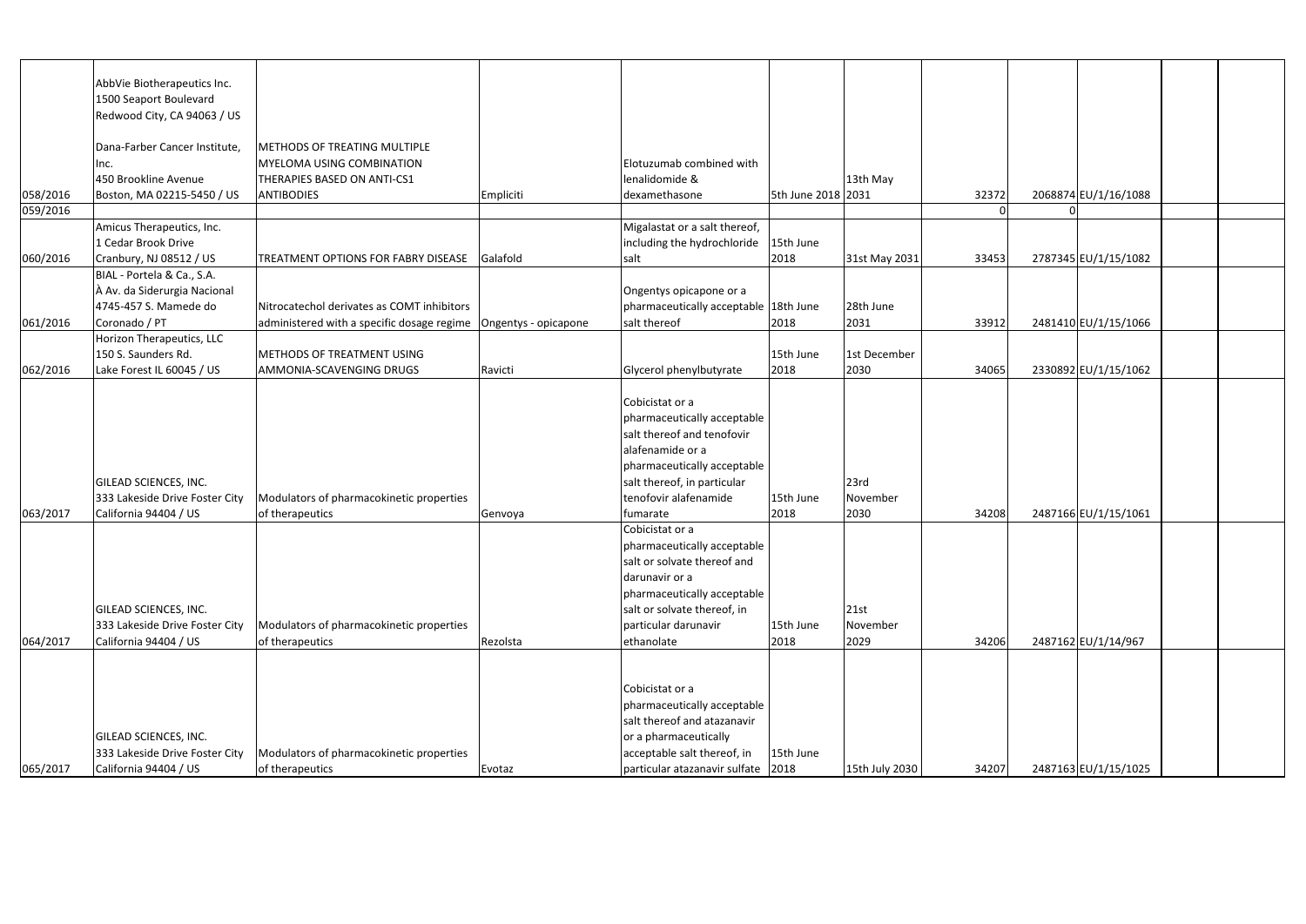| | | | | | | | | | | | |
|---|---|---|---|---|---|---|---|---|---|---|---|
| 058/2016 | AbbVie Biotherapeutics Inc. 1500 Seaport Boulevard Redwood City, CA 94063 / US Dana-Farber Cancer Institute, Inc. 450 Brookline Avenue Boston, MA 02215-5450 / US | METHODS OF TREATING MULTIPLE MYELOMA USING COMBINATION THERAPIES BASED ON ANTI-CS1 ANTIBODIES | Empliciti | Elotuzumab combined with lenalidomide & dexamethasone | 5th June 2018 | 13th May 2031 | 32372 | 2068874 | EU/1/16/1088 | | |
| 059/2016 | | | | | | | 0 | 0 | | | |
| 060/2016 | Amicus Therapeutics, Inc. 1 Cedar Brook Drive Cranbury, NJ 08512 / US | TREATMENT OPTIONS FOR FABRY DISEASE | Galafold | Migalastat or a salt thereof, including the hydrochloride salt | 15th June 2018 | 31st May 2031 | 33453 | 2787345 | EU/1/15/1082 | | |
| 061/2016 | BIAL - Portela & Ca., S.A. À Av. da Siderurgia Nacional 4745-457 S. Mamede do Coronado / PT | Nitrocatechol derivates as COMT inhibitors administered with a specific dosage regime | Ongentys - opicapone | Ongentys opicapone or a pharmaceutically acceptable salt thereof | 18th June 2018 | 28th June 2031 | 33912 | 2481410 | EU/1/15/1066 | | |
| 062/2016 | Horizon Therapeutics, LLC 150 S. Saunders Rd. Lake Forest IL 60045 / US | METHODS OF TREATMENT USING AMMONIA-SCAVENGING DRUGS | Ravicti | Glycerol phenylbutyrate | 15th June 2018 | 1st December 2030 | 34065 | 2330892 | EU/1/15/1062 | | |
| 063/2017 | GILEAD SCIENCES, INC. 333 Lakeside Drive Foster City California 94404 / US | Modulators of pharmacokinetic properties of therapeutics | Genvoya | Cobicistat or a pharmaceutically acceptable salt thereof and tenofovir alafenamide or a pharmaceutically acceptable salt thereof, in particular tenofovir alafenamide fumarate | 15th June 2018 | 23rd November 2030 | 34208 | 2487166 | EU/1/15/1061 | | |
| 064/2017 | GILEAD SCIENCES, INC. 333 Lakeside Drive Foster City California 94404 / US | Modulators of pharmacokinetic properties of therapeutics | Rezolsta | Cobicistat or a pharmaceutically acceptable salt or solvate thereof and darunavir or a pharmaceutically acceptable salt or solvate thereof, in particular darunavir ethanolate | 15th June 2018 | 21st November 2029 | 34206 | 2487162 | EU/1/14/967 | | |
| 065/2017 | GILEAD SCIENCES, INC. 333 Lakeside Drive Foster City California 94404 / US | Modulators of pharmacokinetic properties of therapeutics | Evotaz | Cobicistat or a pharmaceutically acceptable salt thereof and atazanavir or a pharmaceutically acceptable salt thereof, in particular atazanavir sulfate | 15th June 2018 | 15th July 2030 | 34207 | 2487163 | EU/1/15/1025 | | |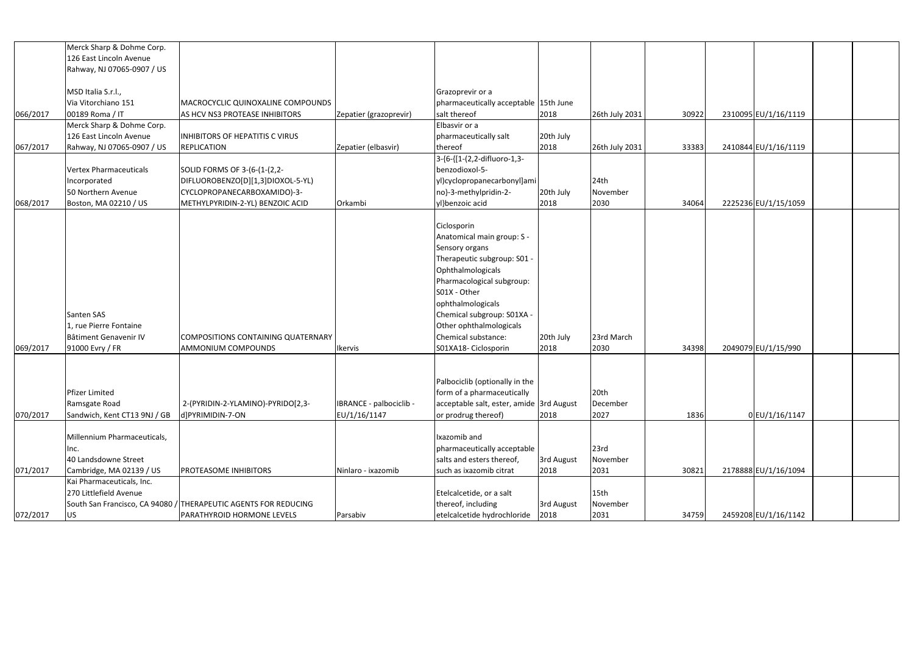| | | | | | | | | | | | |
|---|---|---|---|---|---|---|---|---|---|---|---|
| 066/2017 | Merck Sharp & Dohme Corp.<br>126 East Lincoln Avenue<br>Rahway, NJ 07065-0907 / US<br><br>MSD Italia S.r.l.,<br>Via Vitorchiano 151<br>00189 Roma / IT | MACROCYCLIC QUINOXALINE COMPOUNDS AS HCV NS3 PROTEASE INHIBITORS | Zepatier (grazoprevir) | Grazoprevir or a pharmaceutically acceptable salt thereof | 15th June 2018 | 26th July 2031 | 30922 | 2310095 | EU/1/16/1119 | | |
| 067/2017 | Merck Sharp & Dohme Corp.<br>126 East Lincoln Avenue<br>Rahway, NJ 07065-0907 / US | INHIBITORS OF HEPATITIS C VIRUS REPLICATION | Zepatier (elbasvir) | Elbasvir or a pharmaceutically salt thereof | 20th July 2018 | 26th July 2031 | 33383 | 2410844 | EU/1/16/1119 | | |
| 068/2017 | Vertex Pharmaceuticals Incorporated<br>50 Northern Avenue<br>Boston, MA 02210 / US | SOLID FORMS OF 3-(6-(1-(2,2-DIFLUOROBENZO[D][1,3]DIOXOL-5-YL) CYCLOPROPANECARBOXAMIDO)-3-METHYLPYRIDIN-2-YL) BENZOIC ACID | Orkambi | 3-{6-{[1-(2,2-difluoro-1,3-benzodioxol-5-yl)cyclopropanecarbonyl]amino}-3-methylpyridin-2-yl}benzoic acid | 20th July 2018 | 24th November 2030 | 34064 | 2225236 | EU/1/15/1059 | | |
| 069/2017 | Santen SAS<br>1, rue Pierre Fontaine<br>Bâtiment Genavenir IV<br>91000 Evry / FR | COMPOSITIONS CONTAINING QUATERNARY AMMONIUM COMPOUNDS | Ikervis | Ciclosporin<br>Anatomical main group: S - Sensory organs<br>Therapeutic subgroup: S01 - Ophthalmologicals<br>Pharmacological subgroup: S01X - Other ophthalmologicals<br>Chemical subgroup: S01XA - Other ophthalmologicals<br>Chemical substance: S01XA18- Ciclosporin | 20th July 2018 | 23rd March 2030 | 34398 | 2049079 | EU/1/15/990 | | |
| 070/2017 | Pfizer Limited<br>Ramsgate Road<br>Sandwich, Kent CT13 9NJ / GB | 2-(PYRIDIN-2-YLAMINO)-PYRIDO[2,3-d]PYRIMIDIN-7-ON | IBRANCE - palbociclib - EU/1/16/1147 | Palbociclib (optionally in the form of a pharmaceutically acceptable salt, ester, amide or prodrug thereof) | 3rd August 2018 | 20th December 2027 | 1836 | 0 | EU/1/16/1147 | | |
| 071/2017 | Millennium Pharmaceuticals, Inc.<br>40 Landsdowne Street<br>Cambridge, MA 02139 / US | PROTEASOME INHIBITORS | Ninlaro - ixazomib | Ixazomib and pharmaceutically acceptable salts and esters thereof, such as ixazomib citrat | 3rd August 2018 | 23rd November 2031 | 30821 | 2178888 | EU/1/16/1094 | | |
| 072/2017 | Kai Pharmaceuticals, Inc.<br>270 Littlefield Avenue<br>South San Francisco, CA 94080 / US | THERAPEUTIC AGENTS FOR REDUCING PARATHYROID HORMONE LEVELS | Parsabiv | Etelcalcetide, or a salt thereof, including etelcalcetide hydrochloride | 3rd August 2018 | 15th November 2031 | 34759 | 2459208 | EU/1/16/1142 | | |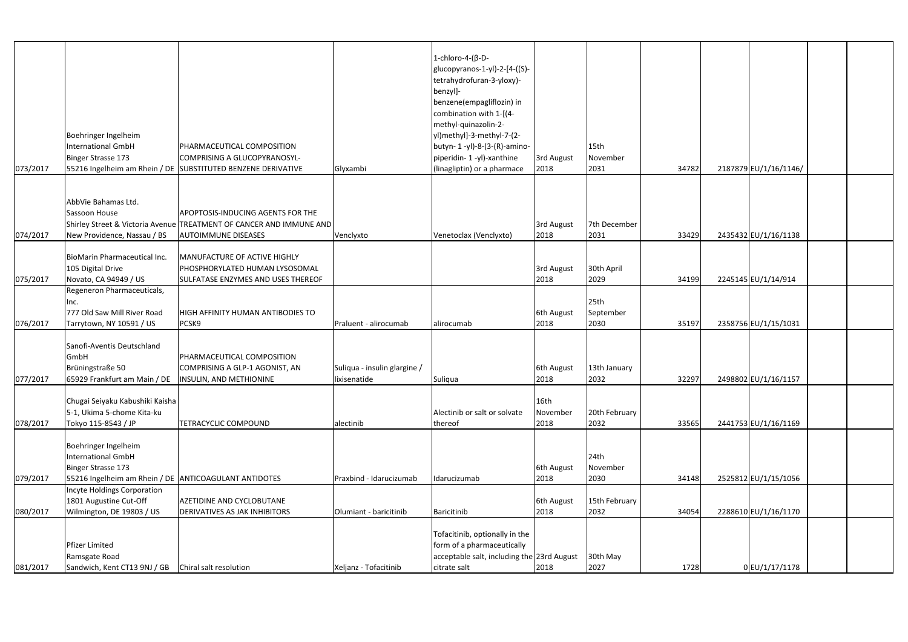| | | | | | | | | | | | |
|---|---|---|---|---|---|---|---|---|---|---|---|
| 073/2017 | Boehringer Ingelheim International GmbH Binger Strasse 173 55216 Ingelheim am Rhein / DE | PHARMACEUTICAL COMPOSITION COMPRISING A GLUCOPYRANOSYL-SUBSTITUTED BENZENE DERIVATIVE | Glyxambi | 1-chloro-4-(β-D-glucopyranos-1-yl)-2-[4-((S)-tetrahydrofuran-3-yloxy)-benzyl]-benzene(empagliflozin) in combination with 1-[(4-methyl-quinazolin-2-yl)methyl]-3-methyl-7-(2-butyn- 1 -yl)-8-(3-(R)-amino-piperidin- 1 -yl)-xanthine (linagliptin) or a pharmace | 3rd August 2018 | 15th November 2031 | 34782 | 2187879 | EU/1/16/1146/ | | |
| 074/2017 | AbbVie Bahamas Ltd. Sassoon House Shirley Street & Victoria Avenue New Providence, Nassau / BS | APOPTOSIS-INDUCING AGENTS FOR THE TREATMENT OF CANCER AND IMMUNE AND AUTOIMMUNE DISEASES | Venclyxto | Venetoclax (Venclyxto) | 3rd August 2018 | 7th December 2031 | 33429 | 2435432 | EU/1/16/1138 | | |
| 075/2017 | BioMarin Pharmaceutical Inc. 105 Digital Drive Novato, CA 94949 / US | MANUFACTURE OF ACTIVE HIGHLY PHOSPHORYLATED HUMAN LYSOSOMAL SULFATASE ENZYMES AND USES THEREOF | | | 3rd August 2018 | 30th April 2029 | 34199 | 2245145 | EU/1/14/914 | | |
| 076/2017 | Regeneron Pharmaceuticals, Inc. 777 Old Saw Mill River Road Tarrytown, NY 10591 / US | HIGH AFFINITY HUMAN ANTIBODIES TO PCSK9 | Praluent - alirocumab | alirocumab | 6th August 2018 | 25th September 2030 | 35197 | 2358756 | EU/1/15/1031 | | |
| 077/2017 | Sanofi-Aventis Deutschland GmbH Brüningstraße 50 65929 Frankfurt am Main / DE | PHARMACEUTICAL COMPOSITION COMPRISING A GLP-1 AGONIST, AN INSULIN, AND METHIONINE | Suliqua - insulin glargine / lixisenatide | Suliqua | 6th August 2018 | 13th January 2032 | 32297 | 2498802 | EU/1/16/1157 | | |
| 078/2017 | Chugai Seiyaku Kabushiki Kaisha 5-1, Ukima 5-chome Kita-ku Tokyo 115-8543 / JP | TETRACYCLIC COMPOUND | alectinib | Alectinib or salt or solvate thereof | 16th November 2018 | 20th February 2032 | 33565 | 2441753 | EU/1/16/1169 | | |
| 079/2017 | Boehringer Ingelheim International GmbH Binger Strasse 173 55216 Ingelheim am Rhein / DE | ANTICOAGULANT ANTIDOTES | Praxbind - Idarucizumab | Idarucizumab | 6th August 2018 | 24th November 2030 | 34148 | 2525812 | EU/1/15/1056 | | |
| 080/2017 | Incyte Holdings Corporation 1801 Augustine Cut-Off Wilmington, DE 19803 / US | AZETIDINE AND CYCLOBUTANE DERIVATIVES AS JAK INHIBITORS | Olumiant - baricitinib | Baricitinib | 6th August 2018 | 15th February 2032 | 34054 | 2288610 | EU/1/16/1170 | | |
| 081/2017 | Pfizer Limited Ramsgate Road Sandwich, Kent CT13 9NJ / GB | Chiral salt resolution | Xeljanz - Tofacitinib | Tofacitinib, optionally in the form of a pharmaceutically acceptable salt, including the citrate salt | 23rd August 2018 | 30th May 2027 | 1728 | 0 | EU/1/17/1178 | | |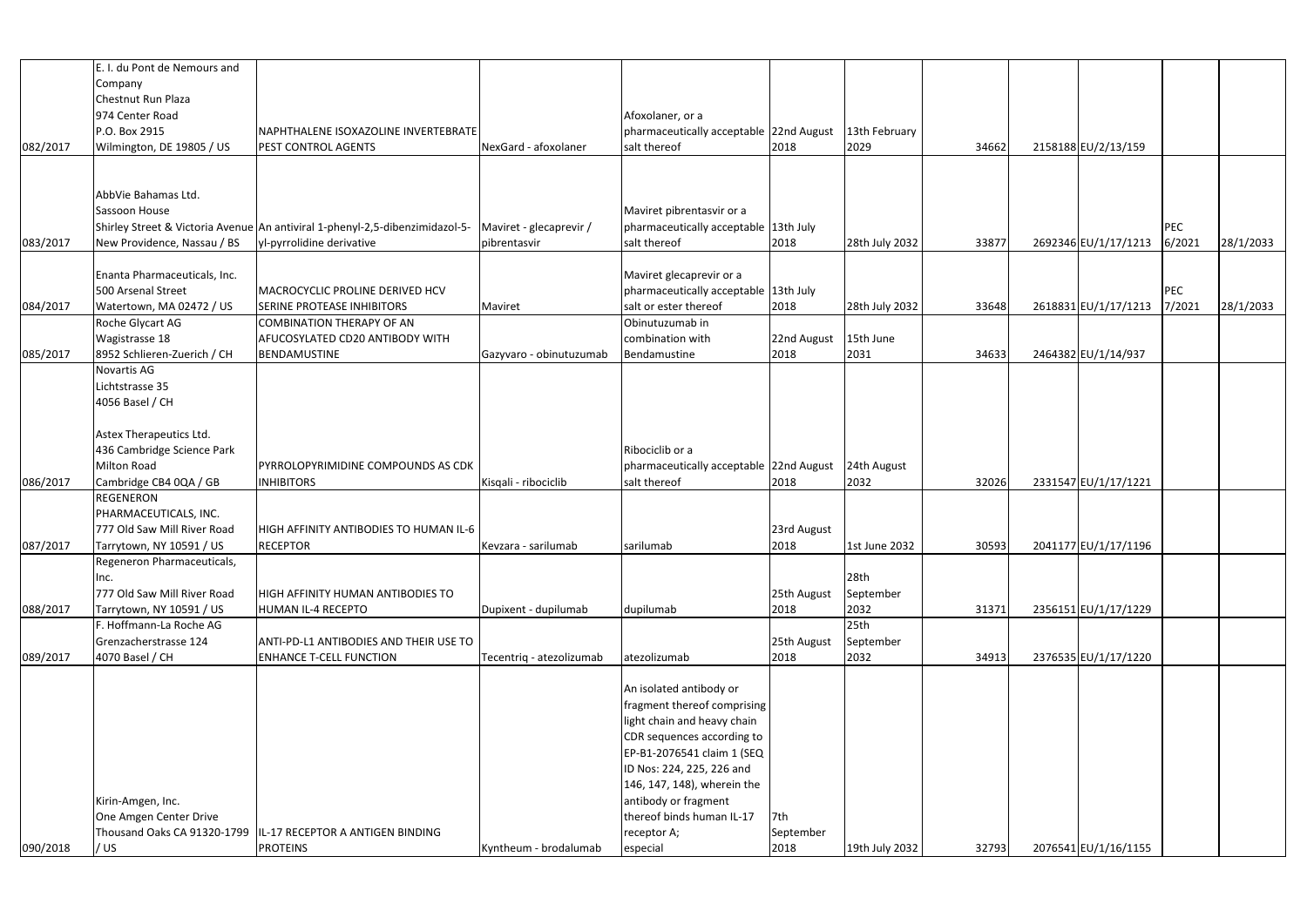| | | | | | | | | | | | |
|---|---|---|---|---|---|---|---|---|---|---|---|
| 082/2017 | E. I. du Pont de Nemours and Company Chestnut Run Plaza 974 Center Road P.O. Box 2915 Wilmington, DE 19805 / US | NAPHTHALENE ISOXAZOLINE INVERTEBRATE PEST CONTROL AGENTS | NexGard - afoxolaner | Afoxolaner, or a pharmaceutically acceptable salt thereof | 22nd August 2018 | 13th February 2029 | 34662 | 2158188 | EU/2/13/159 | | |
| 083/2017 | AbbVie Bahamas Ltd. Sassoon House Shirley Street & Victoria Avenue New Providence, Nassau / BS | An antiviral 1-phenyl-2,5-dibenzimidazol-5-yl-pyrrolidine derivative | Maviret - glecaprevir / pibrentasvir | Maviret pibrentasvir or a pharmaceutically acceptable salt thereof | 13th July 2018 | 28th July 2032 | 33877 | 2692346 | EU/1/17/1213 | PEC 6/2021 | 28/1/2033 |
| 084/2017 | Enanta Pharmaceuticals, Inc. 500 Arsenal Street Watertown, MA 02472 / US | MACROCYCLIC PROLINE DERIVED HCV SERINE PROTEASE INHIBITORS | Maviret | Maviret glecaprevir or a pharmaceutically acceptable salt or ester thereof | 13th July 2018 | 28th July 2032 | 33648 | 2618831 | EU/1/17/1213 | PEC 7/2021 | 28/1/2033 |
| 085/2017 | Roche Glycart AG Wagistrasse 18 8952 Schlieren-Zuerich / CH | COMBINATION THERAPY OF AN AFUCOSYLATED CD20 ANTIBODY WITH BENDAMUSTINE | Gazyvaro - obinutuzumab | Obinutuzumab in combination with Bendamustine | 22nd August 2018 | 15th June 2031 | 34633 | 2464382 | EU/1/14/937 | | |
| 086/2017 | Novartis AG Lichtstrasse 35 4056 Basel / CH<br><br>Astex Therapeutics Ltd. 436 Cambridge Science Park Milton Road Cambridge CB4 0QA / GB | PYRROLOPYRIMIDINE COMPOUNDS AS CDK INHIBITORS | Kisqali - ribociclib | Ribociclib or a pharmaceutically acceptable salt thereof | 22nd August 2018 | 24th August 2032 | 32026 | 2331547 | EU/1/17/1221 | | |
| 087/2017 | REGENERON PHARMACEUTICALS, INC. 777 Old Saw Mill River Road Tarrytown, NY 10591 / US | HIGH AFFINITY ANTIBODIES TO HUMAN IL-6 RECEPTOR | Kevzara - sarilumab | sarilumab | 23rd August 2018 | 1st June 2032 | 30593 | 2041177 | EU/1/17/1196 | | |
| 088/2017 | Regeneron Pharmaceuticals, Inc. 777 Old Saw Mill River Road Tarrytown, NY 10591 / US | HIGH AFFINITY HUMAN ANTIBODIES TO HUMAN IL-4 RECEPTO | Dupixent - dupilumab | dupilumab | 25th August 2018 | 28th September 2032 | 31371 | 2356151 | EU/1/17/1229 | | |
| 089/2017 | F. Hoffmann-La Roche AG Grenzacherstrasse 124 4070 Basel / CH | ANTI-PD-L1 ANTIBODIES AND THEIR USE TO ENHANCE T-CELL FUNCTION | Tecentriq - atezolizumab | atezolizumab | 25th August 2018 | 25th September 2032 | 34913 | 2376535 | EU/1/17/1220 | | |
| 090/2018 | Kirin-Amgen, Inc. One Amgen Center Drive Thousand Oaks CA 91320-1799 / US | IL-17 RECEPTOR A ANTIGEN BINDING PROTEINS | Kyntheum - brodalumab | An isolated antibody or fragment thereof comprising light chain and heavy chain CDR sequences according to EP-B1-2076541 claim 1 (SEQ ID Nos: 224, 225, 226 and 146, 147, 148), wherein the antibody or fragment thereof binds human IL-17 receptor A; especial | 7th September 2018 | 19th July 2032 | 32793 | 2076541 | EU/1/16/1155 | | |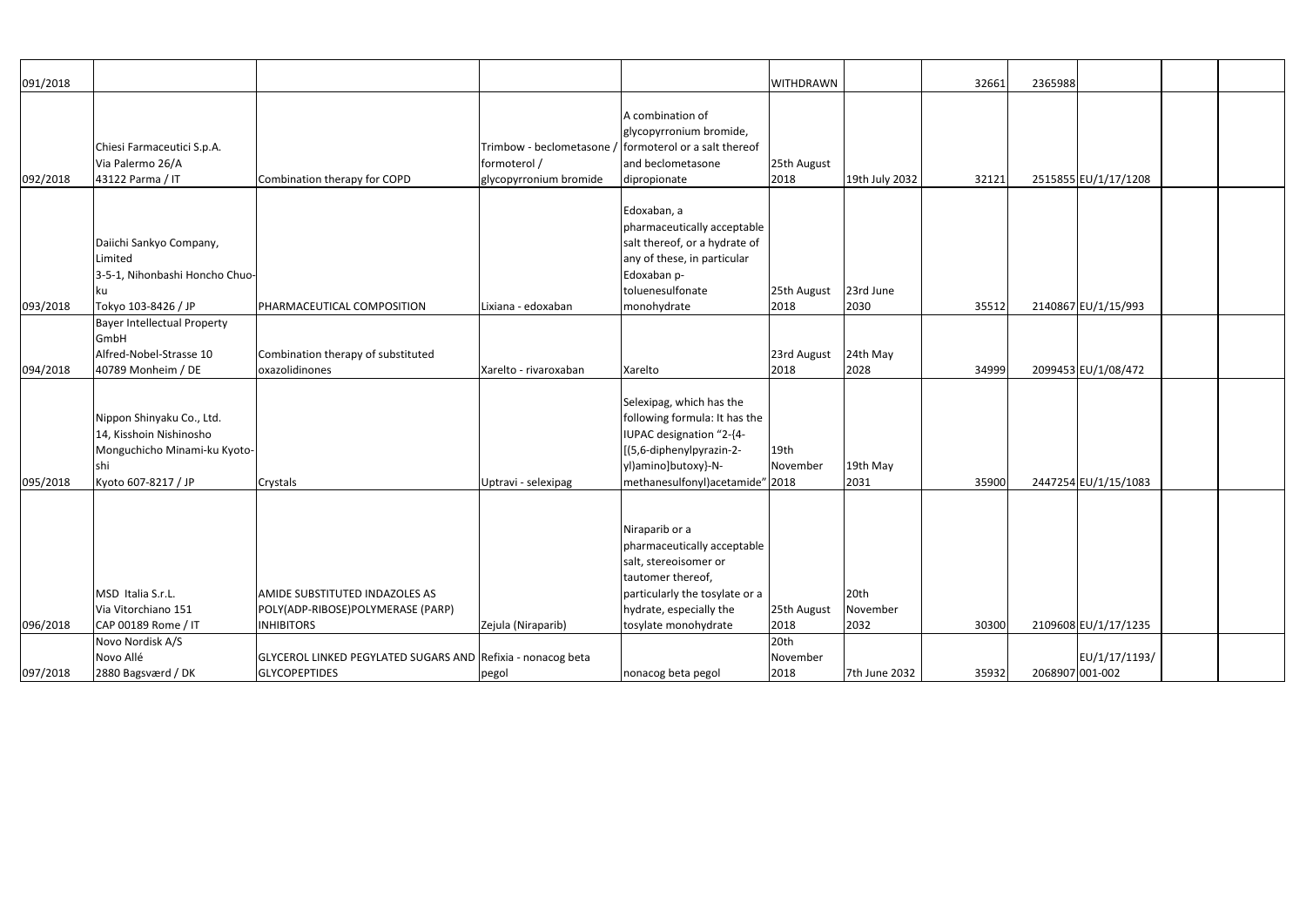| | | | | | | | | | | | |
|---|---|---|---|---|---|---|---|---|---|---|---|
| 091/2018 | | | | | WITHDRAWN | | 32661 | 2365988 | | | |
| 092/2018 | Chiesi Farmaceutici S.p.A. Via Palermo 26/A 43122 Parma / IT | Combination therapy for COPD | Trimbow - beclometasone / formoterol / glycopyrronium bromide | A combination of glycopyrronium bromide, formoterol or a salt thereof and beclometasone dipropionate | 25th August 2018 | 19th July 2032 | 32121 | 2515855 | EU/1/17/1208 | | |
| 093/2018 | Daiichi Sankyo Company, Limited 3-5-1, Nihonbashi Honcho Chuo-ku Tokyo 103-8426 / JP | PHARMACEUTICAL COMPOSITION | Lixiana - edoxaban | Edoxaban, a pharmaceutically acceptable salt thereof, or a hydrate of any of these, in particular Edoxaban p-toluenesulfonate monohydrate | 25th August 2018 | 23rd June 2030 | 35512 | 2140867 | EU/1/15/993 | | |
| 094/2018 | Bayer Intellectual Property GmbH Alfred-Nobel-Strasse 10 40789 Monheim / DE | Combination therapy of substituted oxazolidinones | Xarelto - rivaroxaban | Xarelto | 23rd August 2018 | 24th May 2028 | 34999 | 2099453 | EU/1/08/472 | | |
| 095/2018 | Nippon Shinyaku Co., Ltd. 14, Kisshoin Nishinosho Monguchicho Minami-ku Kyoto-shi Kyoto 607-8217 / JP | Crystals | Uptravi - selexipag | Selexipag, which has the following formula: It has the IUPAC designation "2-{4-[(5,6-diphenylpyrazin-2-yl)amino]butoxy}-N-methanesulfonyl)acetamide" | 19th November 2018 | 19th May 2031 | 35900 | 2447254 | EU/1/15/1083 | | |
| 096/2018 | MSD Italia S.r.L. Via Vitorchiano 151 CAP 00189 Rome / IT | AMIDE SUBSTITUTED INDAZOLES AS POLY(ADP-RIBOSE)POLYMERASE (PARP) INHIBITORS | Zejula (Niraparib) | Niraparib or a pharmaceutically acceptable salt, stereoisomer or tautomer thereof, particularly the tosylate or a hydrate, especially the tosylate monohydrate | 25th August 2018 | 20th November 2032 | 30300 | 2109608 | EU/1/17/1235 | | |
| 097/2018 | Novo Nordisk A/S Novo Allé 2880 Bagsværd / DK | GLYCEROL LINKED PEGYLATED SUGARS AND GLYCOPEPTIDES | Refixia - nonacog beta pegol | nonacog beta pegol | 20th November 2018 | 7th June 2032 | 35932 | 2068907 | EU/1/17/1193/001-002 | | |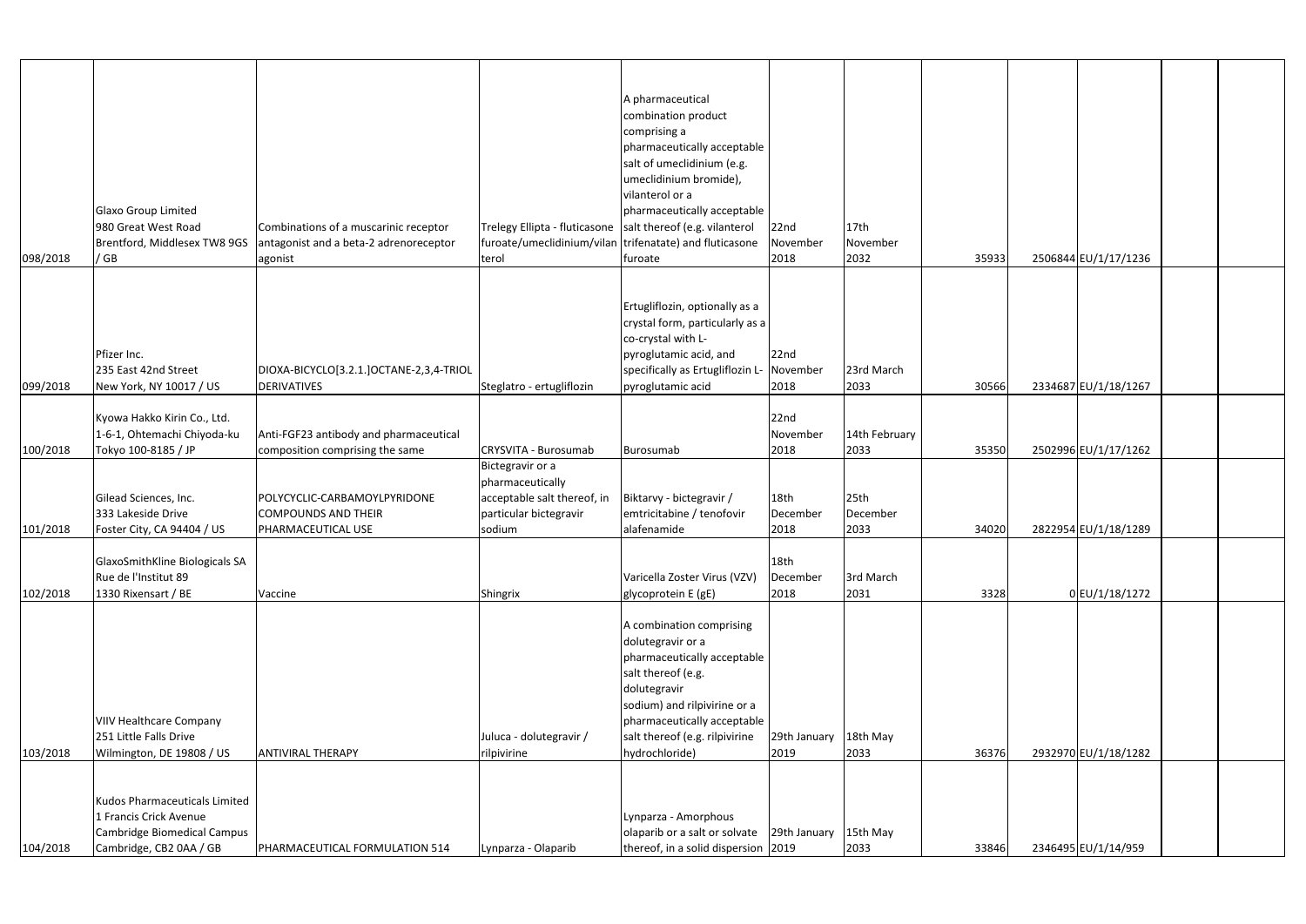| | | | | | | | | | | | |
|---|---|---|---|---|---|---|---|---|---|---|---|
| 098/2018 | Glaxo Group Limited 980 Great West Road Brentford, Middlesex TW8 9GS / GB | Combinations of a muscarinic receptor antagonist and a beta-2 adrenoreceptor agonist | Trelegy Ellipta - fluticasone furoate/umeclidinium/vilanterol | A pharmaceutical combination product comprising a pharmaceutically acceptable salt of umeclidinium (e.g. umeclidinium bromide), vilanterol or a pharmaceutically acceptable salt thereof (e.g. vilanterol trifenatate) and fluticasone furoate | 22nd November 2018 | 17th November 2032 | 35933 | 2506844 | EU/1/17/1236 | | |
| 099/2018 | Pfizer Inc. 235 East 42nd Street New York, NY 10017 / US | DIOXA-BICYCLO[3.2.1.]OCTANE-2,3,4-TRIOL DERIVATIVES | Steglatro - ertugliflozin | Ertugliflozin, optionally as a crystal form, particularly as a co-crystal with L-pyroglutamic acid, and specifically as Ertugliflozin L-pyroglutamic acid | 22nd November 2018 | 23rd March 2033 | 30566 | 2334687 | EU/1/18/1267 | | |
| 100/2018 | Kyowa Hakko Kirin Co., Ltd. 1-6-1, Ohtemachi Chiyoda-ku Tokyo 100-8185 / JP | Anti-FGF23 antibody and pharmaceutical composition comprising the same | CRYSVITA - Burosumab | Burosumab | 22nd November 2018 | 14th February 2033 | 35350 | 2502996 | EU/1/17/1262 | | |
| 101/2018 | Gilead Sciences, Inc. 333 Lakeside Drive Foster City, CA 94404 / US | POLYCYCLIC-CARBAMOYLPYRIDONE COMPOUNDS AND THEIR PHARMACEUTICAL USE | Bictegravir or a pharmaceutically acceptable salt thereof, in particular bictegravir sodium | Biktarvy - bictegravir / emtricitabine / tenofovir alafenamide | 18th December 2018 | 25th December 2033 | 34020 | 2822954 | EU/1/18/1289 | | |
| 102/2018 | GlaxoSmithKline Biologicals SA Rue de l'Institut 89 1330 Rixensart / BE | Vaccine | Shingrix | Varicella Zoster Virus (VZV) glycoprotein E (gE) | 18th December 2018 | 3rd March 2031 | 3328 | 0 | EU/1/18/1272 | | |
| 103/2018 | VIIV Healthcare Company 251 Little Falls Drive Wilmington, DE 19808 / US | ANTIVIRAL THERAPY | Juluca - dolutegravir / rilpivirine | A combination comprising dolutegravir or a pharmaceutically acceptable salt thereof (e.g. dolutegravir sodium) and rilpivirine or a pharmaceutically acceptable salt thereof (e.g. rilpivirine hydrochloride) | 29th January 2019 | 18th May 2033 | 36376 | 2932970 | EU/1/18/1282 | | |
| 104/2018 | Kudos Pharmaceuticals Limited 1 Francis Crick Avenue Cambridge Biomedical Campus Cambridge, CB2 0AA / GB | PHARMACEUTICAL FORMULATION 514 | Lynparza - Olaparib | Lynparza - Amorphous olaparib or a salt or solvate thereof, in a solid dispersion | 29th January 2019 | 15th May 2033 | 33846 | 2346495 | EU/1/14/959 | | |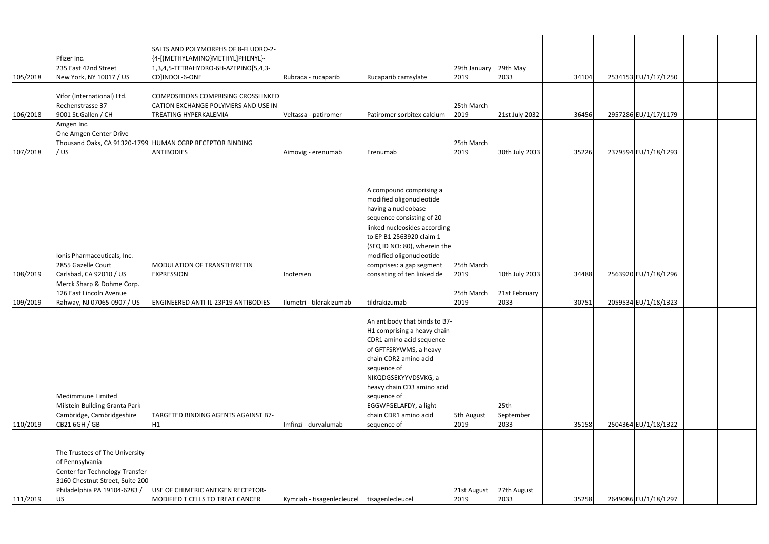| | | | | | | | | | | | |
|---|---|---|---|---|---|---|---|---|---|---|---|
| 105/2018 | Pfizer Inc. 235 East 42nd Street New York, NY 10017 / US | SALTS AND POLYMORPHS OF 8-FLUORO-2-{4-[(METHYLAMINO}METHYL]PHENYL}-1,3,4,5-TETRAHYDRO-6H-AZEPINO[5,4,3-CD]INDOL-6-ONE | Rubraca - rucaparib | Rucaparib camsylate | 29th January 2019 | 29th May 2033 | 34104 | 2534153 | EU/1/17/1250 | | |
| 106/2018 | Vifor (International) Ltd. Rechenstrasse 37 9001 St.Gallen / CH | COMPOSITIONS COMPRISING CROSSLINKED CATION EXCHANGE POLYMERS AND USE IN TREATING HYPERKALEMIA | Veltassa - patiromer | Patiromer sorbitex calcium | 25th March 2019 | 21st July 2032 | 36456 | 2957286 | EU/1/17/1179 | | |
| 107/2018 | Amgen Inc. One Amgen Center Drive Thousand Oaks, CA 91320-1799 / US | HUMAN CGRP RECEPTOR BINDING ANTIBODIES | Aimovig - erenumab | Erenumab | 25th March 2019 | 30th July 2033 | 35226 | 2379594 | EU/1/18/1293 | | |
| 108/2019 | Ionis Pharmaceuticals, Inc. 2855 Gazelle Court Carlsbad, CA 92010 / US | MODULATION OF TRANSTHYRETIN EXPRESSION | Inotersen | A compound comprising a modified oligonucleotide having a nucleobase sequence consisting of 20 linked nucleosides according to EP B1 2563920 claim 1 (SEQ ID NO: 80), wherein the modified oligonucleotide comprises: a gap segment consisting of ten linked de | 25th March 2019 | 10th July 2033 | 34488 | 2563920 | EU/1/18/1296 | | |
| 109/2019 | Merck Sharp & Dohme Corp. 126 East Lincoln Avenue Rahway, NJ 07065-0907 / US | ENGINEERED ANTI-IL-23P19 ANTIBODIES | Ilumetri - tildrakizumab | tildrakizumab | 25th March 2019 | 21st February 2033 | 30751 | 2059534 | EU/1/18/1323 | | |
| 110/2019 | Medimmune Limited Milstein Building Granta Park Cambridge, Cambridgeshire CB21 6GH / GB | TARGETED BINDING AGENTS AGAINST B7-H1 | Imfinzi - durvalumab | An antibody that binds to B7-H1 comprising a heavy chain CDR1 amino acid sequence of GFTFSRYWMS, a heavy chain CDR2 amino acid sequence of NIKQDGSEKYYVDSVKG, a heavy chain CD3 amino acid sequence of EGGWFGELAFDY, a light chain CDR1 amino acid sequence of | 5th August 2019 | 25th September 2033 | 35158 | 2504364 | EU/1/18/1322 | | |
| 111/2019 | The Trustees of The University of Pennsylvania Center for Technology Transfer 3160 Chestnut Street, Suite 200 Philadelphia PA 19104-6283 / US | USE OF CHIMERIC ANTIGEN RECEPTOR-MODIFIED T CELLS TO TREAT CANCER | Kymriah - tisagenlecleucel | tisagenlecleucel | 21st August 2019 | 27th August 2033 | 35258 | 2649086 | EU/1/18/1297 | | |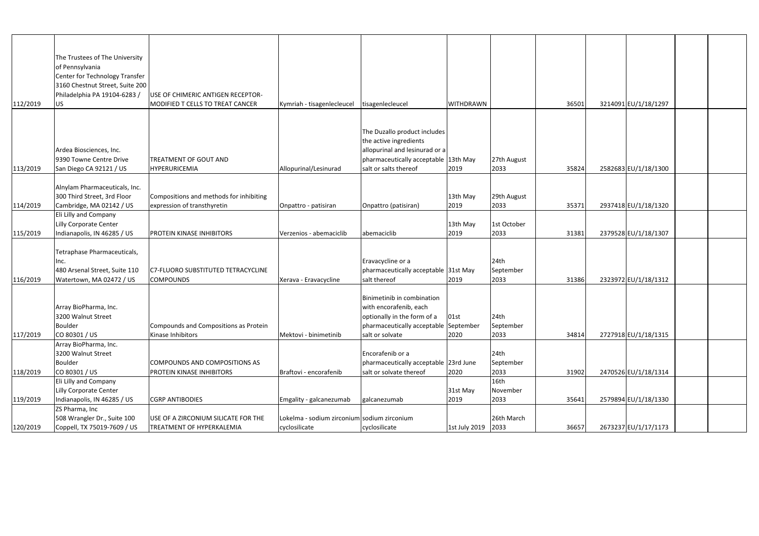| | | | | | | | | | | | |
|---|---|---|---|---|---|---|---|---|---|---|---|
| 112/2019 | The Trustees of The University of Pennsylvania Center for Technology Transfer 3160 Chestnut Street, Suite 200 Philadelphia PA 19104-6283 / US | USE OF CHIMERIC ANTIGEN RECEPTOR-MODIFIED T CELLS TO TREAT CANCER | Kymriah - tisagenlecleucel | tisagenlecleucel | WITHDRAWN | | 36501 | 3214091 | EU/1/18/1297 | | |
| 113/2019 | Ardea Biosciences, Inc. 9390 Towne Centre Drive San Diego CA 92121 / US | TREATMENT OF GOUT AND HYPERURICEMIA | Allopurinal/Lesinurad | The Duzallo product includes the active ingredients allopurinal and lesinurad or a pharmaceutically acceptable salt or salts thereof | 13th May 2019 | 27th August 2033 | 35824 | 2582683 | EU/1/18/1300 | | |
| 114/2019 | Alnylam Pharmaceuticals, Inc. 300 Third Street, 3rd Floor Cambridge, MA 02142 / US | Compositions and methods for inhibiting expression of transthyretin | Onpattro - patisiran | Onpattro (patisiran) | 13th May 2019 | 29th August 2033 | 35371 | 2937418 | EU/1/18/1320 | | |
| 115/2019 | Eli Lilly and Company Lilly Corporate Center Indianapolis, IN 46285 / US | PROTEIN KINASE INHIBITORS | Verzenios - abemaciclib | abemaciclib | 13th May 2019 | 1st October 2033 | 31381 | 2379528 | EU/1/18/1307 | | |
| 116/2019 | Tetraphase Pharmaceuticals, Inc. 480 Arsenal Street, Suite 110 Watertown, MA 02472 / US | C7-FLUORO SUBSTITUTED TETRACYCLINE COMPOUNDS | Xerava - Eravacycline | Eravacycline or a pharmaceutically acceptable salt thereof | 31st May 2019 | 24th September 2033 | 31386 | 2323972 | EU/1/18/1312 | | |
| 117/2019 | Array BioPharma, Inc. 3200 Walnut Street Boulder CO 80301 / US | Compounds and Compositions as Protein Kinase Inhibitors | Mektovi - binimetinib | Binimetinib in combination with encorafenib, each optionally in the form of a pharmaceutically acceptable salt or solvate | 01st September 2020 | 24th September 2033 | 34814 | 2727918 | EU/1/18/1315 | | |
| 118/2019 | Array BioPharma, Inc. 3200 Walnut Street Boulder CO 80301 / US | COMPOUNDS AND COMPOSITIONS AS PROTEIN KINASE INHIBITORS | Braftovi - encorafenib | Encorafenib or a pharmaceutically acceptable salt or solvate thereof | 23rd June 2020 | 24th September 2033 | 31902 | 2470526 | EU/1/18/1314 | | |
| 119/2019 | Eli Lilly and Company Lilly Corporate Center Indianapolis, IN 46285 / US | CGRP ANTIBODIES | Emgality - galcanezumab | galcanezumab | 31st May 2019 | 16th November 2033 | 35641 | 2579894 | EU/1/18/1330 | | |
| 120/2019 | ZS Pharma, Inc 508 Wrangler Dr., Suite 100 Coppell, TX 75019-7609 / US | USE OF A ZIRCONIUM SILICATE FOR THE TREATMENT OF HYPERKALEMIA | Lokelma - sodium zirconium cyclosilicate | sodium zirconium cyclosilicate | 1st July 2019 | 26th March 2033 | 36657 | 2673237 | EU/1/17/1173 | | |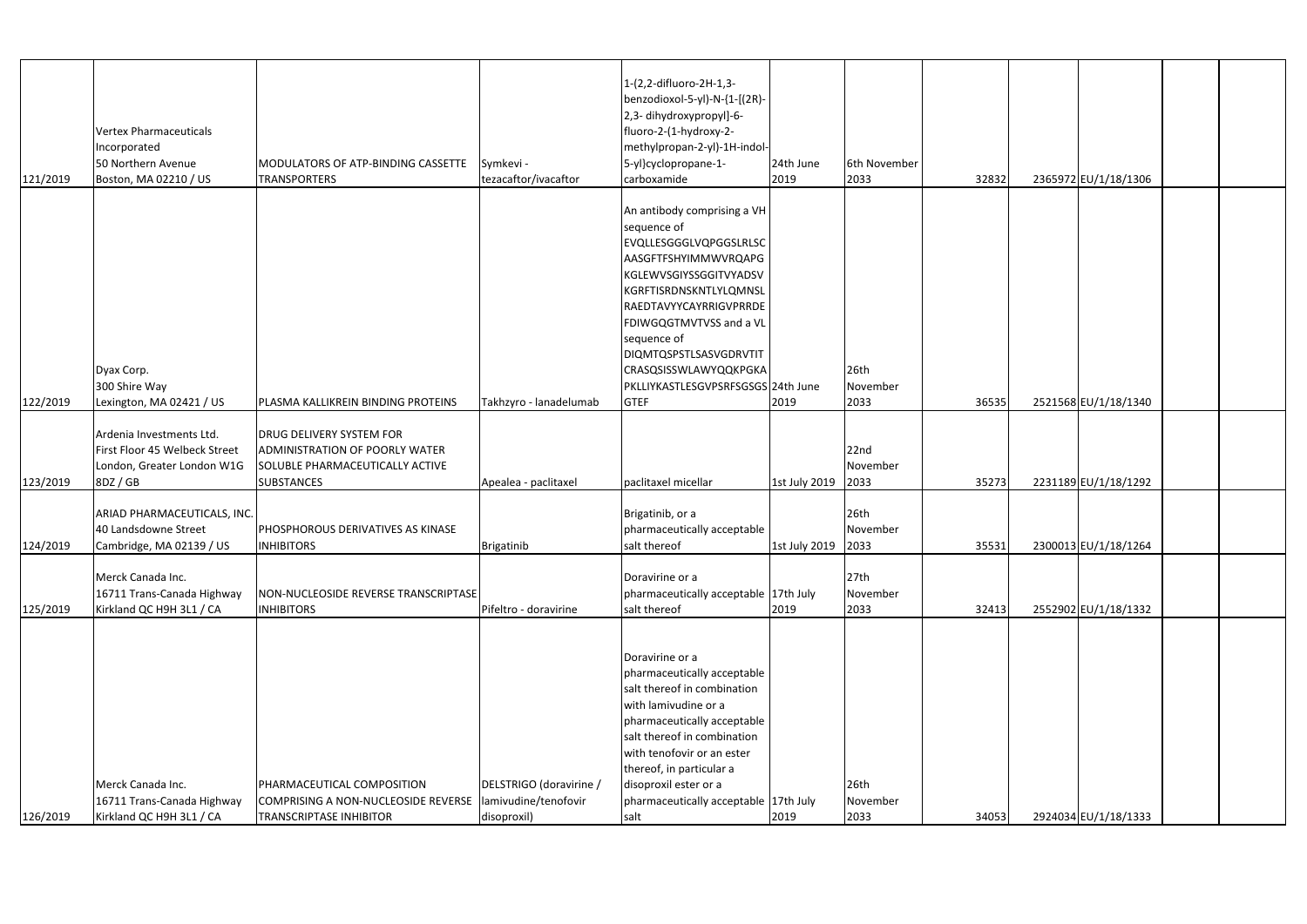| | | | | | | | | | | | |
|---|---|---|---|---|---|---|---|---|---|---|---|
| 121/2019 | Vertex Pharmaceuticals Incorporated 50 Northern Avenue Boston, MA 02210 / US | MODULATORS OF ATP-BINDING CASSETTE TRANSPORTERS | Symkevi - tezacaftor/ivacaftor | 1-(2,2-difluoro-2H-1,3-benzodioxol-5-yl)-N-{1-[(2R)-2,3- dihydroxypropyl]-6-fluoro-2-(1-hydroxy-2-methylpropan-2-yl)-1H-indol-5-yl}cyclopropane-1-carboxamide | 24th June 2019 | 6th November 2033 | 32832 | 2365972 | EU/1/18/1306 | | |
| 122/2019 | Dyax Corp. 300 Shire Way Lexington, MA 02421 / US | PLASMA KALLIKREIN BINDING PROTEINS | Takhzyro - lanadelumab | An antibody comprising a VH sequence of EVQLLESGGGLVQPGGSLRLSCAASGFTFSHYIMMWVRQAPGKGLEWVSGIYSSGGITVYADSVKGRFTISRDNSKNTLYLQMNSLRAEDTAVYYCAYRRIGVPRRDEFDIWGQGTMVTVSS and a VL sequence of DIQMTQSPSTLSASVGDRVTITCRASQSISSWLAWYQQKPGKAPKLLIYKASTLESGVPSRFSGSGSGTEFTLTISSLQPDDFATYYCQQYNTYWTFGQGTKVEIK | 24th June 2019 | 26th November 2033 | 36535 | 2521568 | EU/1/18/1340 | | |
| 123/2019 | Ardenia Investments Ltd. First Floor 45 Welbeck Street London, Greater London W1G 8DZ / GB | DRUG DELIVERY SYSTEM FOR ADMINISTRATION OF POORLY WATER SOLUBLE PHARMACEUTICALLY ACTIVE SUBSTANCES | Apealea - paclitaxel | paclitaxel micellar | 1st July 2019 | 22nd November 2033 | 35273 | 2231189 | EU/1/18/1292 | | |
| 124/2019 | ARIAD PHARMACEUTICALS, INC. 40 Landsdowne Street Cambridge, MA 02139 / US | PHOSPHOROUS DERIVATIVES AS KINASE INHIBITORS | Brigatinib | Brigatinib, or a pharmaceutically acceptable salt thereof | 1st July 2019 | 26th November 2033 | 35531 | 2300013 | EU/1/18/1264 | | |
| 125/2019 | Merck Canada Inc. 16711 Trans-Canada Highway Kirkland QC H9H 3L1 / CA | NON-NUCLEOSIDE REVERSE TRANSCRIPTASE INHIBITORS | Pifeltro - doravirine | Doravirine or a pharmaceutically acceptable salt thereof | 17th July 2019 | 27th November 2033 | 32413 | 2552902 | EU/1/18/1332 | | |
| 126/2019 | Merck Canada Inc. 16711 Trans-Canada Highway Kirkland QC H9H 3L1 / CA | PHARMACEUTICAL COMPOSITION COMPRISING A NON-NUCLEOSIDE REVERSE TRANSCRIPTASE INHIBITOR | DELSTRIGO (doravirine / lamivudine/tenofovir disoproxil) | Doravirine or a pharmaceutically acceptable salt thereof in combination with lamivudine or a pharmaceutically acceptable salt thereof in combination with tenofovir or an ester thereof, in particular a disoproxil ester or a pharmaceutically acceptable salt | 17th July 2019 | 26th November 2033 | 34053 | 2924034 | EU/1/18/1333 | | |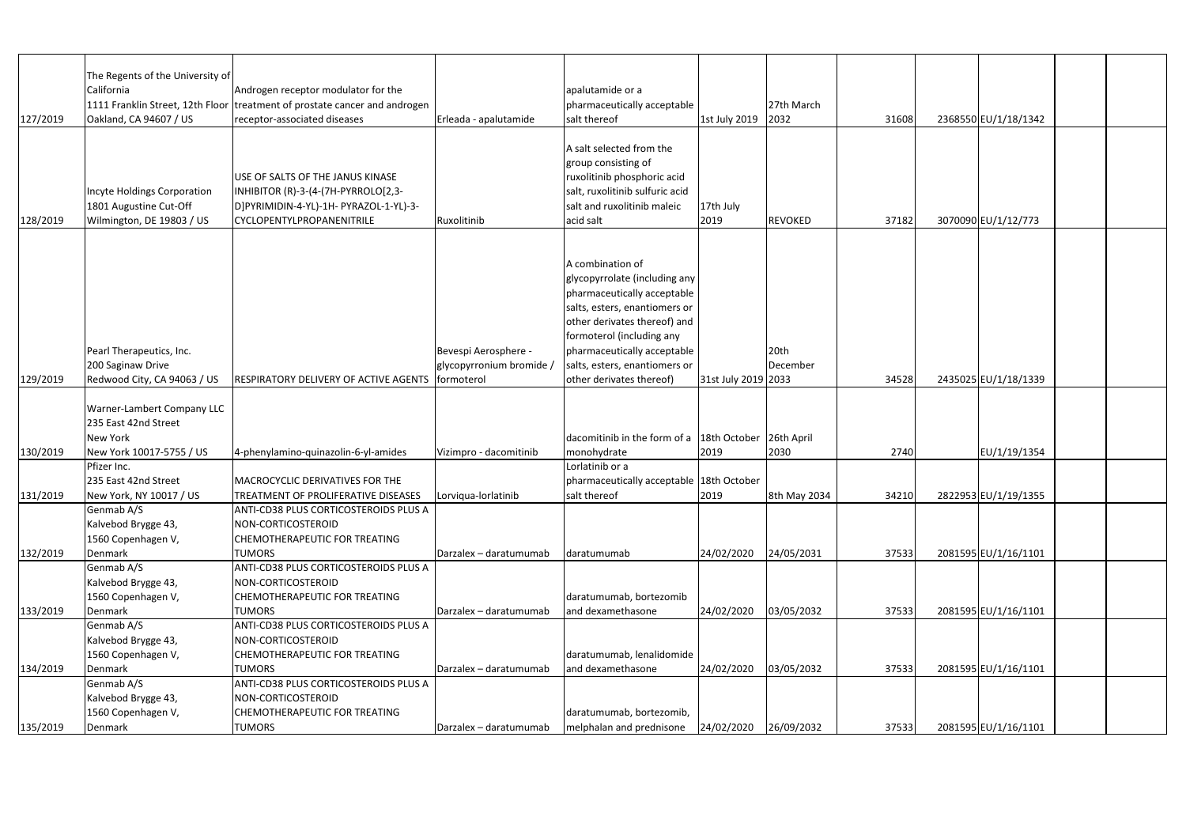| | | | | | | | | | | | |
|---|---|---|---|---|---|---|---|---|---|---|---|
| 127/2019 | The Regents of the University of California 1111 Franklin Street, 12th Floor Oakland, CA 94607 / US | Androgen receptor modulator for the treatment of prostate cancer and androgen receptor-associated diseases | Erleada - apalutamide | apalutamide or a pharmaceutically acceptable salt thereof | 1st July 2019 | 27th March 2032 | 31608 | 2368550 | EU/1/18/1342 | | |
| 128/2019 | Incyte Holdings Corporation 1801 Augustine Cut-Off Wilmington, DE 19803 / US | USE OF SALTS OF THE JANUS KINASE INHIBITOR (R)-3-(4-(7H-PYRROLO[2,3-D]PYRIMIDIN-4-YL)-1H- PYRAZOL-1-YL)-3-CYCLOPENTYLPROPANENITRILE | Ruxolitinib | A salt selected from the group consisting of ruxolitinib phosphoric acid salt, ruxolitinib sulfuric acid salt and ruxolitinib maleic acid salt | 17th July 2019 | REVOKED | 37182 | 3070090 | EU/1/12/773 | | |
| 129/2019 | Pearl Therapeutics, Inc. 200 Saginaw Drive Redwood City, CA 94063 / US | RESPIRATORY DELIVERY OF ACTIVE AGENTS | Bevespi Aerosphere - glycopyrronium bromide / formoterol | A combination of glycopyrrolate (including any pharmaceutically acceptable salts, esters, enantiomers or other derivates thereof) and formoterol (including any pharmaceutically acceptable salts, esters, enantiomers or other derivates thereof) | 31st July 2019 | 20th December 2033 | 34528 | 2435025 | EU/1/18/1339 | | |
| 130/2019 | Warner-Lambert Company LLC 235 East 42nd Street New York New York 10017-5755 / US | 4-phenylamino-quinazolin-6-yl-amides | Vizimpro - dacomitinib | dacomitinib in the form of a monohydrate | 18th October 2019 | 26th April 2030 | 2740 | | EU/1/19/1354 | | |
| 131/2019 | Pfizer Inc. 235 East 42nd Street New York, NY 10017 / US | MACROCYCLIC DERIVATIVES FOR THE TREATMENT OF PROLIFERATIVE DISEASES | Lorviqua-lorlatinib | Lorlatinib or a pharmaceutically acceptable salt thereof | 18th October 2019 | 8th May 2034 | 34210 | 2822953 | EU/1/19/1355 | | |
| 132/2019 | Genmab A/S Kalvebod Brygge 43, 1560 Copenhagen V, Denmark | ANTI-CD38 PLUS CORTICOSTEROIDS PLUS A NON-CORTICOSTEROID CHEMOTHERAPEUTIC FOR TREATING TUMORS | Darzalex – daratumumab | daratumumab | 24/02/2020 | 24/05/2031 | 37533 | 2081595 | EU/1/16/1101 | | |
| 133/2019 | Genmab A/S Kalvebod Brygge 43, 1560 Copenhagen V, Denmark | ANTI-CD38 PLUS CORTICOSTEROIDS PLUS A NON-CORTICOSTEROID CHEMOTHERAPEUTIC FOR TREATING TUMORS | Darzalex – daratumumab | daratumumab, bortezomib and dexamethasone | 24/02/2020 | 03/05/2032 | 37533 | 2081595 | EU/1/16/1101 | | |
| 134/2019 | Genmab A/S Kalvebod Brygge 43, 1560 Copenhagen V, Denmark | ANTI-CD38 PLUS CORTICOSTEROIDS PLUS A NON-CORTICOSTEROID CHEMOTHERAPEUTIC FOR TREATING TUMORS | Darzalex – daratumumab | daratumumab, lenalidomide and dexamethasone | 24/02/2020 | 03/05/2032 | 37533 | 2081595 | EU/1/16/1101 | | |
| 135/2019 | Genmab A/S Kalvebod Brygge 43, 1560 Copenhagen V, Denmark | ANTI-CD38 PLUS CORTICOSTEROIDS PLUS A NON-CORTICOSTEROID CHEMOTHERAPEUTIC FOR TREATING TUMORS | Darzalex – daratumumab | daratumumab, bortezomib, melphalan and prednisone | 24/02/2020 | 26/09/2032 | 37533 | 2081595 | EU/1/16/1101 | | |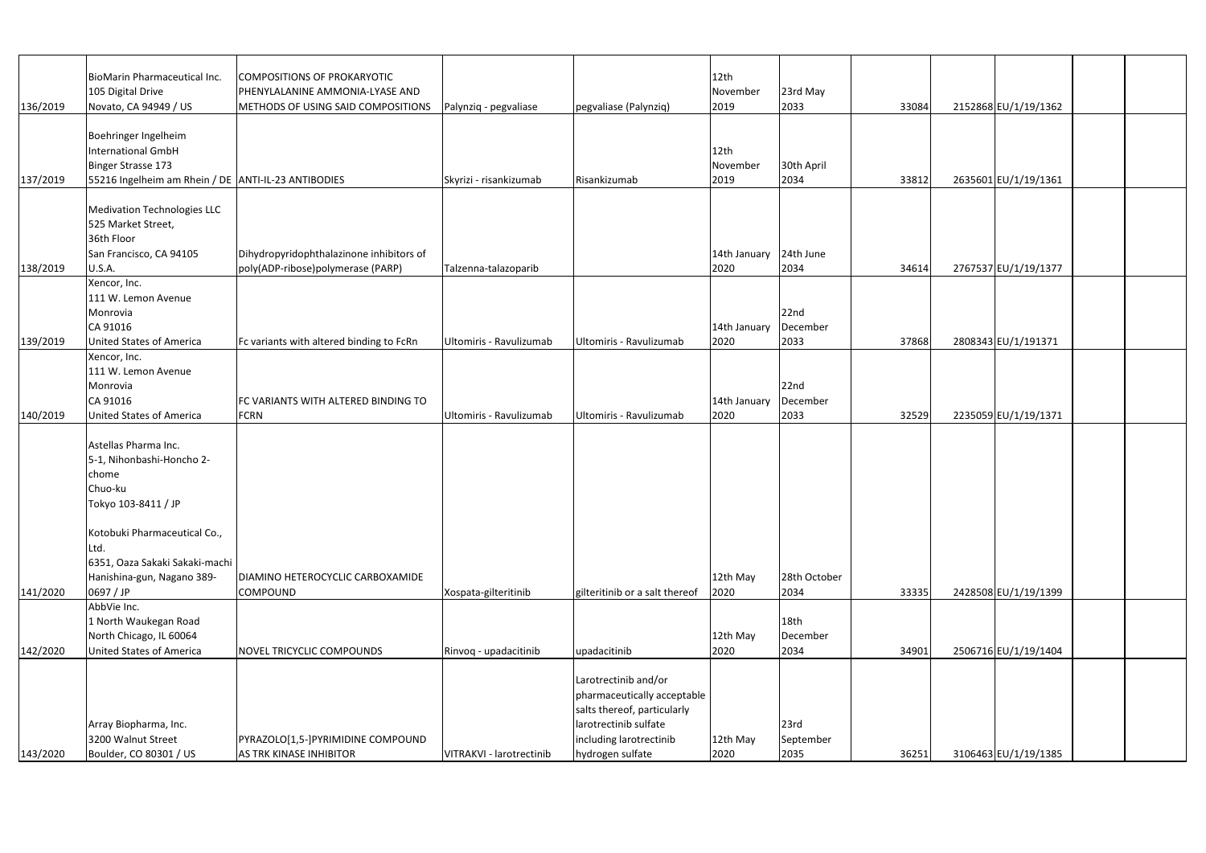| | | | | | | | | | | | |
|---|---|---|---|---|---|---|---|---|---|---|---|
| 136/2019 | BioMarin Pharmaceutical Inc. 105 Digital Drive Novato, CA 94949 / US | COMPOSITIONS OF PROKARYOTIC PHENYLALANINE AMMONIA-LYASE AND METHODS OF USING SAID COMPOSITIONS | Palynziq - pegvaliase | pegvaliase (Palynziq) | 12th November 2019 | 23rd May 2033 | 33084 | 2152868 | EU/1/19/1362 | | |
| 137/2019 | Boehringer Ingelheim International GmbH Binger Strasse 173 55216 Ingelheim am Rhein / DE | ANTI-IL-23 ANTIBODIES | Skyrizi - risankizumab | Risankizumab | 12th November 2019 | 30th April 2034 | 33812 | 2635601 | EU/1/19/1361 | | |
| 138/2019 | Medivation Technologies LLC 525 Market Street, 36th Floor San Francisco, CA 94105 U.S.A. | Dihydropyridophthalazinone inhibitors of poly(ADP-ribose)polymerase (PARP) | Talzenna-talazoparib | | 14th January 2020 | 24th June 2034 | 34614 | 2767537 | EU/1/19/1377 | | |
| 139/2019 | Xencor, Inc. 111 W. Lemon Avenue Monrovia CA 91016 United States of America | Fc variants with altered binding to FcRn | Ultomiris - Ravulizumab | Ultomiris - Ravulizumab | 14th January 2020 | 22nd December 2033 | 37868 | 2808343 | EU/1/191371 | | |
| 140/2019 | Xencor, Inc. 111 W. Lemon Avenue Monrovia CA 91016 United States of America | FC VARIANTS WITH ALTERED BINDING TO FCRN | Ultomiris - Ravulizumab | Ultomiris - Ravulizumab | 14th January 2020 | 22nd December 2033 | 32529 | 2235059 | EU/1/19/1371 | | |
| 141/2020 | Astellas Pharma Inc. 5-1, Nihonbashi-Honcho 2-chome Chuo-ku Tokyo 103-8411 / JP<br><br>Kotobuki Pharmaceutical Co., Ltd. 6351, Oaza Sakaki Sakaki-machi Hanishina-gun, Nagano 389-0697 / JP | DIAMINO HETEROCYCLIC CARBOXAMIDE COMPOUND | Xospata-gilteritinib | gilteritinib or a salt thereof | 12th May 2020 | 28th October 2034 | 33335 | 2428508 | EU/1/19/1399 | | |
| 142/2020 | AbbVie Inc. 1 North Waukegan Road North Chicago, IL 60064 United States of America | NOVEL TRICYCLIC COMPOUNDS | Rinvoq - upadacitinib | upadacitinib | 12th May 2020 | 18th December 2034 | 34901 | 2506716 | EU/1/19/1404 | | |
| 143/2020 | Array Biopharma, Inc. 3200 Walnut Street Boulder, CO 80301 / US | PYRAZOLO[1,5-]PYRIMIDINE COMPOUND AS TRK KINASE INHIBITOR | VITRAKVI - larotrectinib | Larotrectinib and/or pharmaceutically acceptable salts thereof, particularly larotrectinib sulfate including larotrectinib hydrogen sulfate | 12th May 2020 | 23rd September 2035 | 36251 | 3106463 | EU/1/19/1385 | | |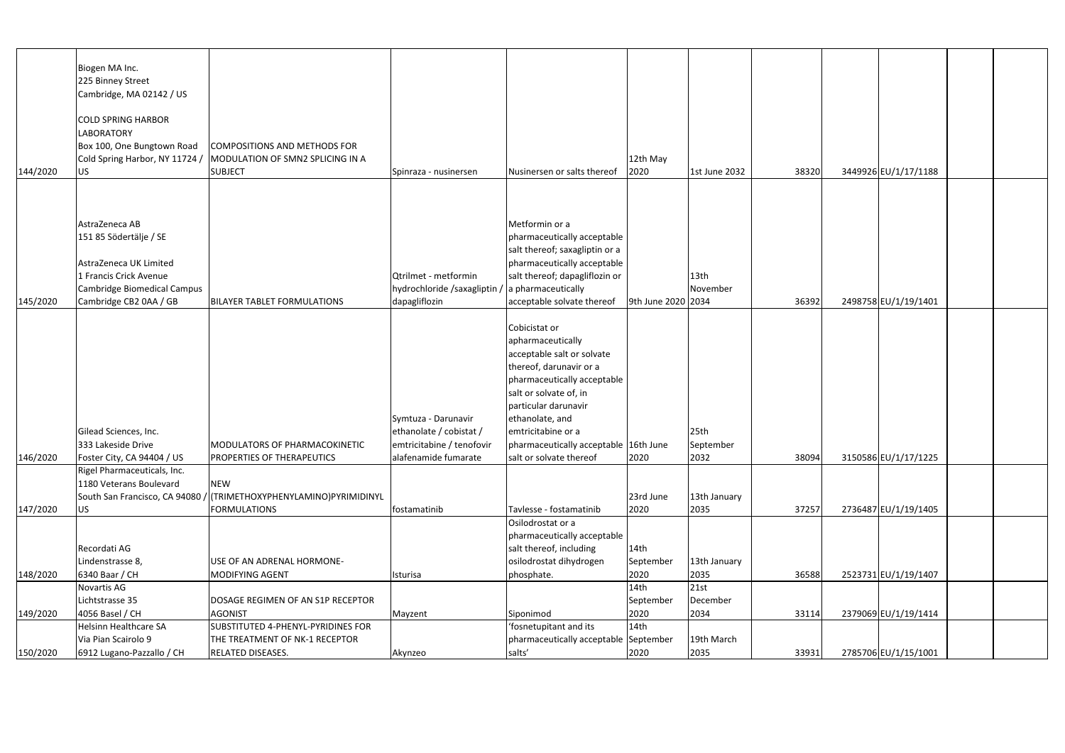| | | | | | | | | | | | |
|---|---|---|---|---|---|---|---|---|---|---|---|
| 144/2020 | Biogen MA Inc. 225 Binney Street Cambridge, MA 02142 / US COLD SPRING HARBOR LABORATORY Box 100, One Bungtown Road Cold Spring Harbor, NY 11724 / US | COMPOSITIONS AND METHODS FOR MODULATION OF SMN2 SPLICING IN A SUBJECT | Spinraza - nusinersen | Nusinersen or salts thereof | 12th May 2020 | 1st June 2032 | 38320 | 3449926 | EU/1/17/1188 | | |
| 145/2020 | AstraZeneca AB 151 85 Södertälje / SE AstraZeneca UK Limited 1 Francis Crick Avenue Cambridge Biomedical Campus Cambridge CB2 0AA / GB | BILAYER TABLET FORMULATIONS | Qtrilmet - metformin hydrochloride /saxagliptin / dapagliflozin | Metformin or a pharmaceutically acceptable salt thereof; saxagliptin or a pharmaceutically acceptable salt thereof; dapagliflozin or a pharmaceutically acceptable solvate thereof | 9th June 2020 | 13th November 2034 | 36392 | 2498758 | EU/1/19/1401 | | |
| 146/2020 | Gilead Sciences, Inc. 333 Lakeside Drive Foster City, CA 94404 / US | MODULATORS OF PHARMACOKINETIC PROPERTIES OF THERAPEUTICS | Symtuza - Darunavir ethanolate / cobistat / emtricitabine / tenofovir alafenamide fumarate | Cobicistat or apharmaceutically acceptable salt or solvate thereof, darunavir or a pharmaceutically acceptable salt or solvate of, in particular darunavir ethanolate, and emtricitabine or a pharmaceutically acceptable salt or solvate thereof | 16th June 2020 | 25th September 2032 | 38094 | 3150586 | EU/1/17/1225 | | |
| 147/2020 | Rigel Pharmaceuticals, Inc. 1180 Veterans Boulevard South San Francisco, CA 94080 / US | NEW (TRIMETHOXYPHENYLAMINO)PYRIMIDINYL FORMULATIONS | fostamatinib | Tavlesse - fostamatinib | 23rd June 2020 | 13th January 2035 | 37257 | 2736487 | EU/1/19/1405 | | |
| 148/2020 | Recordati AG Lindenstrasse 8, 6340 Baar / CH | USE OF AN ADRENAL HORMONE-MODIFYING AGENT | Isturisa | Osilodrostat or a pharmaceutically acceptable salt thereof, including osilodrostat dihydrogen phosphate. | 14th September 2020 | 13th January 2035 | 36588 | 2523731 | EU/1/19/1407 | | |
| 149/2020 | Novartis AG Lichtstrasse 35 4056 Basel / CH | DOSAGE REGIMEN OF AN S1P RECEPTOR AGONIST | Mayzent | Siponimod | 14th September 2020 | 21st December 2034 | 33114 | 2379069 | EU/1/19/1414 | | |
| 150/2020 | Helsinn Healthcare SA Via Pian Scairolo 9 6912 Lugano-Pazzallo / CH | SUBSTITUTED 4-PHENYL-PYRIDINES FOR THE TREATMENT OF NK-1 RECEPTOR RELATED DISEASES. | Akynzeo | 'fosnetupitant and its pharmaceutically acceptable salts' | 14th September 2020 | 19th March 2035 | 33931 | 2785706 | EU/1/15/1001 | | |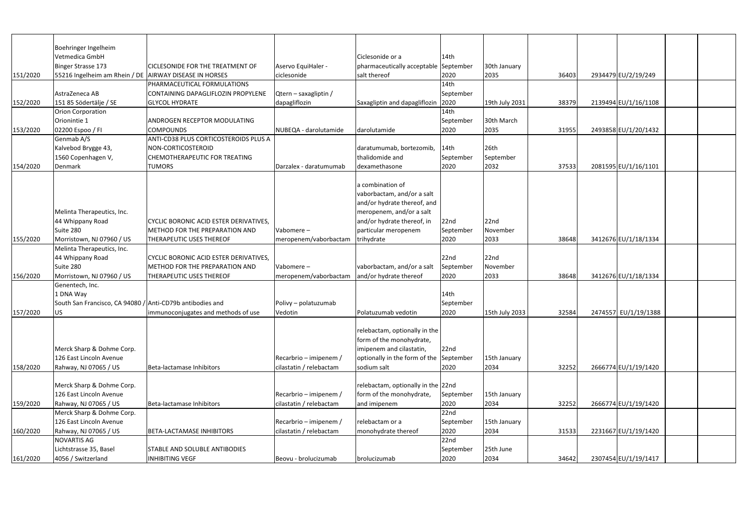| | | | | | | | | | | | |
|---|---|---|---|---|---|---|---|---|---|---|---|
| 151/2020 | Boehringer Ingelheim Vetmedica GmbH Binger Strasse 173 55216 Ingelheim am Rhein / DE | CICLESONIDE FOR THE TREATMENT OF AIRWAY DISEASE IN HORSES | Aservo EquiHaler - ciclesonide | Ciclesonide or a pharmaceutically acceptable salt thereof | 14th September 2020 | 30th January 2035 | 36403 | 2934479 | EU/2/19/249 | | |
| 152/2020 | AstraZeneca AB 151 85 Södertälje / SE | PHARMACEUTICAL FORMULATIONS CONTAINING DAPAGLIFLOZIN PROPYLENE GLYCOL HYDRATE | Qtern – saxagliptin / dapagliflozin | Saxagliptin and dapagliflozin | 14th September 2020 | 19th July 2031 | 38379 | 2139494 | EU/1/16/1108 | | |
| 153/2020 | Orion Corporation Orionintie 1 02200 Espoo / FI | ANDROGEN RECEPTOR MODULATING COMPOUNDS | NUBEQA - darolutamide | darolutamide | 14th September 2020 | 30th March 2035 | 31955 | 2493858 | EU/1/20/1432 | | |
| 154/2020 | Genmab A/S Kalvebod Brygge 43, 1560 Copenhagen V, Denmark | ANTI-CD38 PLUS CORTICOSTEROIDS PLUS A NON-CORTICOSTEROID CHEMOTHERAPEUTIC FOR TREATING TUMORS | Darzalex - daratumumab | daratumumab, bortezomib, thalidomide and dexamethasone | 14th September 2020 | 26th September 2032 | 37533 | 2081595 | EU/1/16/1101 | | |
| 155/2020 | Melinta Therapeutics, Inc. 44 Whippany Road Suite 280 Morristown, NJ 07960 / US | CYCLIC BORONIC ACID ESTER DERIVATIVES, METHOD FOR THE PREPARATION AND THERAPEUTIC USES THEREOF | Vabomere – meropenem/vaborbactam | a combination of vaborbactam, and/or a salt and/or hydrate thereof, and meropenem, and/or a salt and/or hydrate thereof, in particular meropenem trihydrate | 22nd September 2020 | 22nd November 2033 | 38648 | 3412676 | EU/1/18/1334 | | |
| 156/2020 | Melinta Therapeutics, Inc. 44 Whippany Road Suite 280 Morristown, NJ 07960 / US | CYCLIC BORONIC ACID ESTER DERIVATIVES, METHOD FOR THE PREPARATION AND THERAPEUTIC USES THEREOF | Vabomere – meropenem/vaborbactam | vaborbactam, and/or a salt and/or hydrate thereof | 22nd September 2020 | 22nd November 2033 | 38648 | 3412676 | EU/1/18/1334 | | |
| 157/2020 | Genentech, Inc. 1 DNA Way South San Francisco, CA 94080 / US | Anti-CD79b antibodies and immunoconjugates and methods of use | Polivy – polatuzumab Vedotin | Polatuzumab vedotin | 14th September 2020 | 15th July 2033 | 32584 | 2474557 | EU/1/19/1388 | | |
| 158/2020 | Merck Sharp & Dohme Corp. 126 East Lincoln Avenue Rahway, NJ 07065 / US | Beta-lactamase Inhibitors | Recarbrio – imipenem / cilastatin / relebactam | relebactam, optionally in the form of the monohydrate, imipenem and cilastatin, optionally in the form of the sodium salt | 22nd September 2020 | 15th January 2034 | 32252 | 2666774 | EU/1/19/1420 | | |
| 159/2020 | Merck Sharp & Dohme Corp. 126 East Lincoln Avenue Rahway, NJ 07065 / US | Beta-lactamase Inhibitors | Recarbrio – imipenem / cilastatin / relebactam | relebactam, optionally in the form of the monohydrate, and imipenem | 22nd September 2020 | 15th January 2034 | 32252 | 2666774 | EU/1/19/1420 | | |
| 160/2020 | Merck Sharp & Dohme Corp. 126 East Lincoln Avenue Rahway, NJ 07065 / US | BETA-LACTAMASE INHIBITORS | Recarbrio – imipenem / cilastatin / relebactam | relebactam or a monohydrate thereof | 22nd September 2020 | 15th January 2034 | 31533 | 2231667 | EU/1/19/1420 | | |
| 161/2020 | NOVARTIS AG Lichtstrasse 35, Basel 4056 / Switzerland | STABLE AND SOLUBLE ANTIBODIES INHIBITING VEGF | Beovu - brolucizumab | brolucizumab | 22nd September 2020 | 25th June 2034 | 34642 | 2307454 | EU/1/19/1417 | | |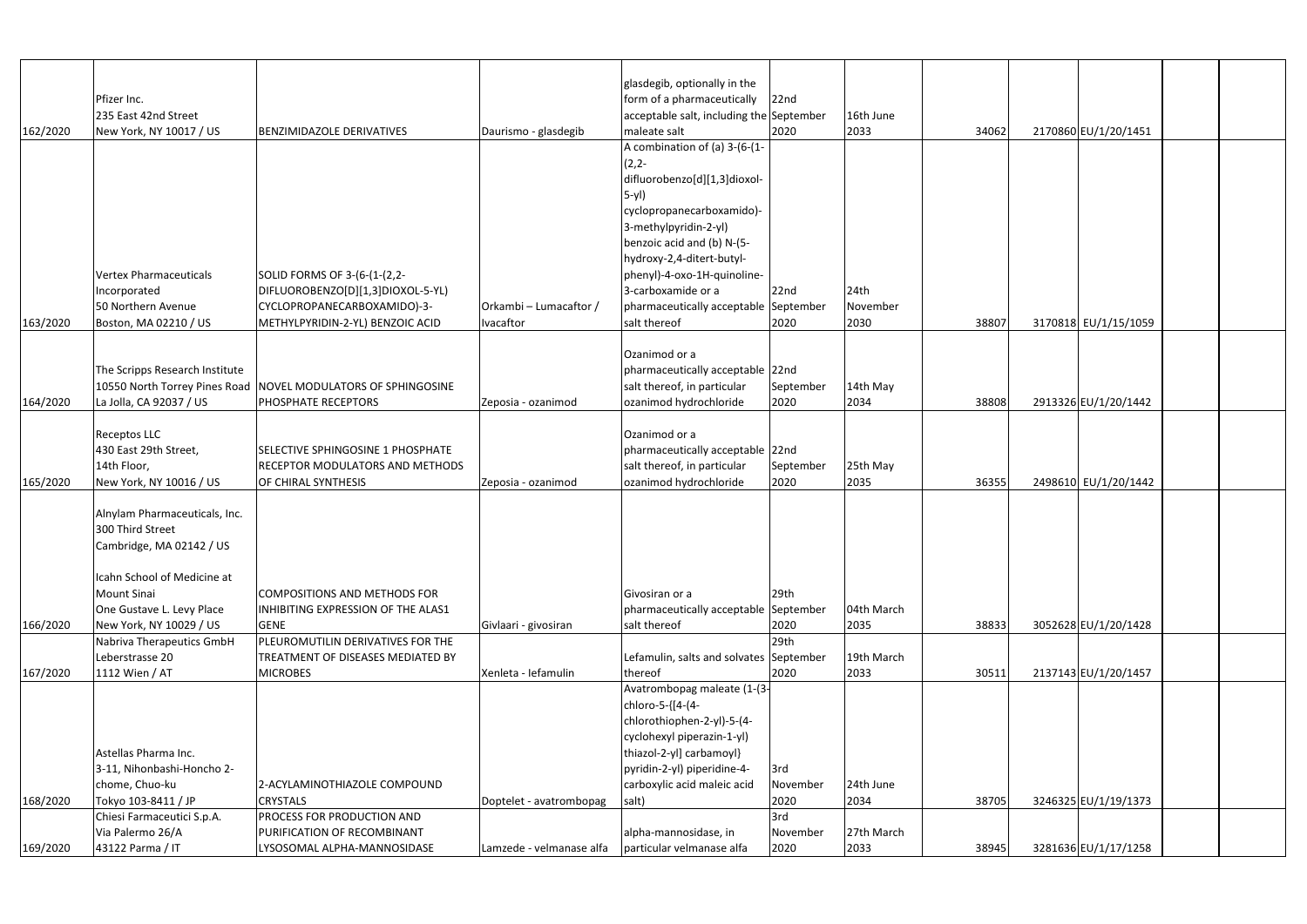| | | | | | | | | | | | |
|---|---|---|---|---|---|---|---|---|---|---|---|
| 162/2020 | Pfizer Inc.<br>235 East 42nd Street<br>New York, NY 10017 / US | BENZIMIDAZOLE DERIVATIVES | Daurismo - glasdegib | glasdegib, optionally in the form of a pharmaceutically acceptable salt, including the maleate salt | 22nd September 2020 | 16th June 2033 | 34062 | 2170860 | EU/1/20/1451 | | |
| 163/2020 | Vertex Pharmaceuticals Incorporated<br>50 Northern Avenue<br>Boston, MA 02210 / US | SOLID FORMS OF 3-(6-(1-(2,2-DIFLUOROBENZO[D][1,3]DIOXOL-5-YL) CYCLOPROPANECARBOXAMIDO)-3-METHYLPYRIDIN-2-YL) BENZOIC ACID | Orkambi – Lumacaftor / Ivacaftor | A combination of (a) 3-(6-(1-(2,2-difluorobenzo[d][1,3]dioxol-5-yl) cyclopropanecarboxamido)-3-methylpyridin-2-yl) benzoic acid and (b) N-(5-hydroxy-2,4-ditert-butyl-phenyl)-4-oxo-1H-quinoline-3-carboxamide or a pharmaceutically acceptable salt thereof | 22nd September 2020 | 24th November 2030 | 38807 | 3170818 | EU/1/15/1059 | | |
| 164/2020 | The Scripps Research Institute<br>10550 North Torrey Pines Road<br>La Jolla, CA 92037 / US | NOVEL MODULATORS OF SPHINGOSINE PHOSPHATE RECEPTORS | Zeposia - ozanimod | Ozanimod or a pharmaceutically acceptable salt thereof, in particular ozanimod hydrochloride | 22nd September 2020 | 14th May 2034 | 38808 | 2913326 | EU/1/20/1442 | | |
| 165/2020 | Receptos LLC<br>430 East 29th Street,<br>14th Floor,<br>New York, NY 10016 / US | SELECTIVE SPHINGOSINE 1 PHOSPHATE RECEPTOR MODULATORS AND METHODS OF CHIRAL SYNTHESIS | Zeposia - ozanimod | Ozanimod or a pharmaceutically acceptable salt thereof, in particular ozanimod hydrochloride | 22nd September 2020 | 25th May 2035 | 36355 | 2498610 | EU/1/20/1442 | | |
| 166/2020 | Alnylam Pharmaceuticals, Inc.<br>300 Third Street<br>Cambridge, MA 02142 / US<br><br>Icahn School of Medicine at Mount Sinai<br>One Gustave L. Levy Place<br>New York, NY 10029 / US | COMPOSITIONS AND METHODS FOR INHIBITING EXPRESSION OF THE ALAS1 GENE | Givlaari - givosiran | Givosiran or a pharmaceutically acceptable salt thereof | 29th September 2020 | 04th March 2035 | 38833 | 3052628 | EU/1/20/1428 | | |
| 167/2020 | Nabriva Therapeutics GmbH<br>Leberstrasse 20<br>1112 Wien / AT | PLEUROMUTILIN DERIVATIVES FOR THE TREATMENT OF DISEASES MEDIATED BY MICROBES | Xenleta - lefamulin | Lefamulin, salts and solvates thereof | 29th September 2020 | 19th March 2033 | 30511 | 2137143 | EU/1/20/1457 | | |
| 168/2020 | Astellas Pharma Inc.<br>3-11, Nihonbashi-Honcho 2-chome, Chuo-ku<br>Tokyo 103-8411 / JP | 2-ACYLAMINOTHIAZOLE COMPOUND CRYSTALS | Doptelet - avatrombopag | Avatrombopag maleate (1-(3-chloro-5-{[4-(4-chlorothiophen-2-yl)-5-(4-cyclohexyl piperazin-1-yl) thiazol-2-yl] carbamoyl} pyridin-2-yl) piperidine-4-carboxylic acid maleic acid salt) | 3rd November 2020 | 24th June 2034 | 38705 | 3246325 | EU/1/19/1373 | | |
| 169/2020 | Chiesi Farmaceutici S.p.A.<br>Via Palermo 26/A<br>43122 Parma / IT | PROCESS FOR PRODUCTION AND PURIFICATION OF RECOMBINANT LYSOSOMAL ALPHA-MANNOSIDASE | Lamzede - velmanase alfa | alpha-mannosidase, in particular velmanase alfa | 3rd November 2020 | 27th March 2033 | 38945 | 3281636 | EU/1/17/1258 | | |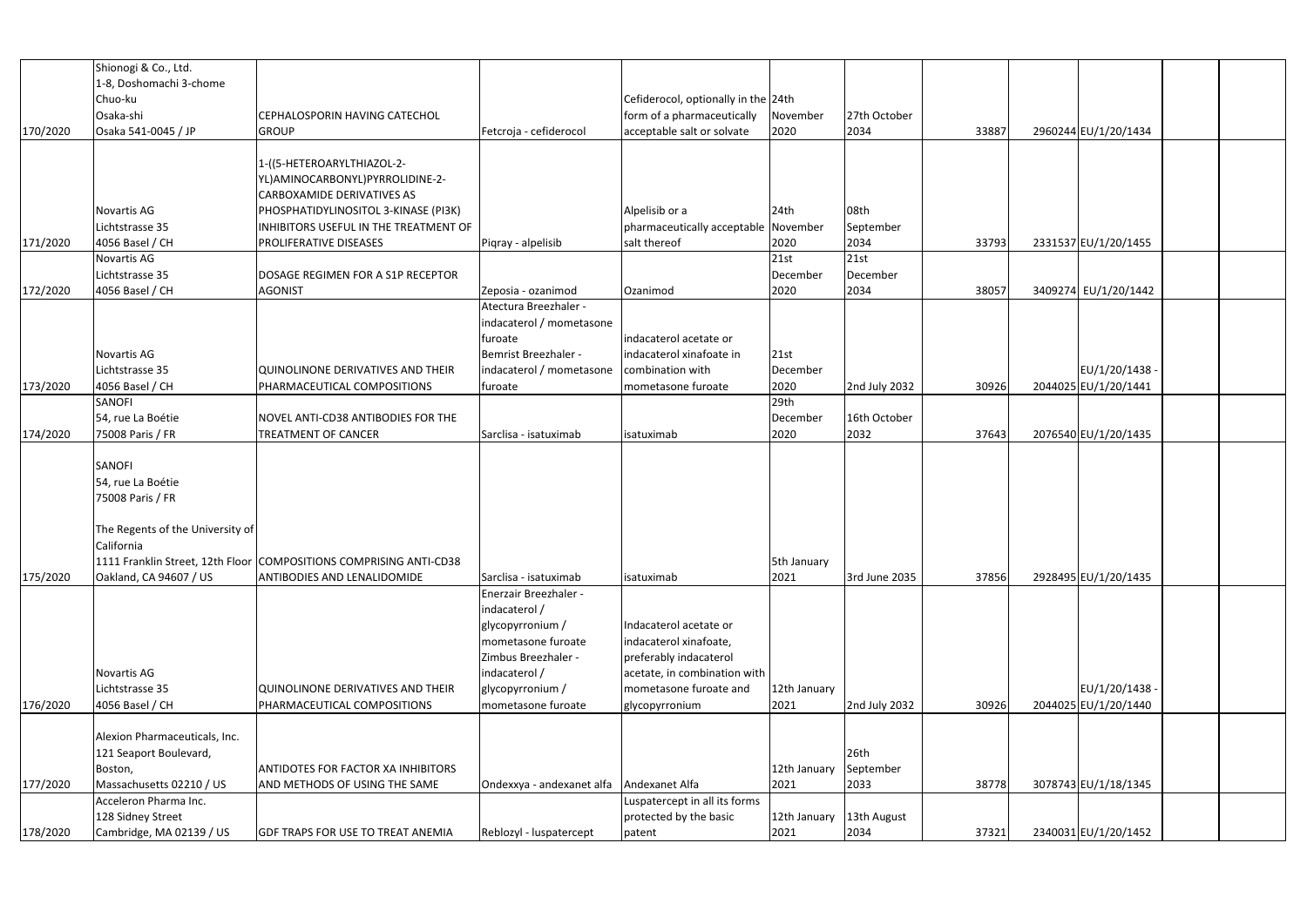| | | | | | | | | | | | |
|---|---|---|---|---|---|---|---|---|---|---|---|
| 170/2020 | Shionogi & Co., Ltd. 1-8, Doshomachi 3-chome Chuo-ku Osaka-shi Osaka 541-0045 / JP | CEPHALOSPORIN HAVING CATECHOL GROUP | Fetcroja - cefiderocol | Cefiderocol, optionally in the form of a pharmaceutically acceptable salt or solvate | 24th November 2020 | 27th October 2034 | 33887 | 2960244 | EU/1/20/1434 | | |
| 171/2020 | Novartis AG Lichtstrasse 35 4056 Basel / CH | 1-((5-HETEROARYLTHIAZOL-2-YL)AMINOCARBONYL)PYRROLIDINE-2-CARBOXAMIDE DERIVATIVES AS PHOSPHATIDYLINOSITOL 3-KINASE (PI3K) INHIBITORS USEFUL IN THE TREATMENT OF PROLIFERATIVE DISEASES | Piqray - alpelisib | Alpelisib or a pharmaceutically acceptable salt thereof | 24th November 2020 | 08th September 2034 | 33793 | 2331537 | EU/1/20/1455 | | |
| 172/2020 | Novartis AG Lichtstrasse 35 4056 Basel / CH | DOSAGE REGIMEN FOR A S1P RECEPTOR AGONIST | Zeposia - ozanimod | Ozanimod | 21st December 2020 | 21st December 2034 | 38057 | 3409274 | EU/1/20/1442 | | |
| 173/2020 | Novartis AG Lichtstrasse 35 4056 Basel / CH | QUINOLINONE DERIVATIVES AND THEIR PHARMACEUTICAL COMPOSITIONS | Atectura Breezhaler - indacaterol / mometasone furoate Bemrist Breezhaler - indacaterol / mometasone furoate | indacaterol acetate or indacaterol xinafoate in combination with mometasone furoate | 21st December 2020 | 2nd July 2032 | 30926 | 2044025 | EU/1/20/1438 - EU/1/20/1441 | | |
| 174/2020 | SANOFI 54, rue La Boétie 75008 Paris / FR | NOVEL ANTI-CD38 ANTIBODIES FOR THE TREATMENT OF CANCER | Sarclisa - isatuximab | isatuximab | 29th December 2020 | 16th October 2032 | 37643 | 2076540 | EU/1/20/1435 | | |
| 175/2020 | SANOFI 54, rue La Boétie 75008 Paris / FR The Regents of the University of California 1111 Franklin Street, 12th Floor Oakland, CA 94607 / US | COMPOSITIONS COMPRISING ANTI-CD38 ANTIBODIES AND LENALIDOMIDE | Sarclisa - isatuximab | isatuximab | 5th January 2021 | 3rd June 2035 | 37856 | 2928495 | EU/1/20/1435 | | |
| 176/2020 | Novartis AG Lichtstrasse 35 4056 Basel / CH | QUINOLINONE DERIVATIVES AND THEIR PHARMACEUTICAL COMPOSITIONS | Enerzair Breezhaler - indacaterol / glycopyrronium / mometasone furoate Zimbus Breezhaler - indacaterol / glycopyrronium / mometasone furoate | Indacaterol acetate or indacaterol xinafoate, preferably indacaterol acetate, in combination with mometasone furoate and glycopyrronium | 12th January 2021 | 2nd July 2032 | 30926 | 2044025 | EU/1/20/1438 - EU/1/20/1440 | | |
| 177/2020 | Alexion Pharmaceuticals, Inc. 121 Seaport Boulevard, Boston, Massachusetts 02210 / US | ANTIDOTES FOR FACTOR XA INHIBITORS AND METHODS OF USING THE SAME | Ondexxya - andexanet alfa | Andexanet Alfa | 12th January 2021 | 26th September 2033 | 38778 | 3078743 | EU/1/18/1345 | | |
| 178/2020 | Acceleron Pharma Inc. 128 Sidney Street Cambridge, MA 02139 / US | GDF TRAPS FOR USE TO TREAT ANEMIA | Reblozyl - luspatercept | Luspatercept in all its forms protected by the basic patent | 12th January 2021 | 13th August 2034 | 37321 | 2340031 | EU/1/20/1452 | | |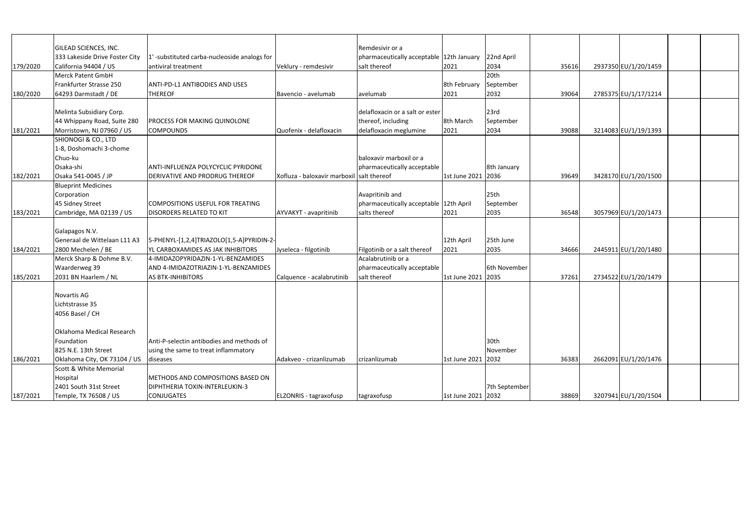| | | | | | | | | | | | |
|---|---|---|---|---|---|---|---|---|---|---|---|
| 179/2020 | GILEAD SCIENCES, INC. 333 Lakeside Drive Foster City California 94404 / US | 1' -substituted carba-nucleoside analogs for antiviral treatment | Veklury - remdesivir | Remdesivir or a pharmaceutically acceptable salt thereof | 12th January 2021 | 22nd April 2034 | 35616 | 2937350 | EU/1/20/1459 | | |
| 180/2020 | Merck Patent GmbH Frankfurter Strasse 250 64293 Darmstadt / DE | ANTI-PD-L1 ANTIBODIES AND USES THEREOF | Bavencio - avelumab | avelumab | 8th February 2021 | 20th September 2032 | 39064 | 2785375 | EU/1/17/1214 | | |
| 181/2021 | Melinta Subsidiary Corp. 44 Whippany Road, Suite 280 Morristown, NJ 07960 / US | PROCESS FOR MAKING QUINOLONE COMPOUNDS | Quofenix - delafloxacin | delafloxacin or a salt or ester thereof, including delafloxacin meglumine | 8th March 2021 | 23rd September 2034 | 39088 | 3214083 | EU/1/19/1393 | | |
| 182/2021 | SHIONOGI & CO., LTD 1-8, Doshomachi 3-chome Chuo-ku Osaka-shi Osaka 541-0045 / JP | ANTI-INFLUENZA POLYCYCLIC PYRIDONE DERIVATIVE AND PRODRUG THEREOF | Xofluza - baloxavir marboxil | baloxavir marboxil or a pharmaceutically acceptable salt thereof | 1st June 2021 | 8th January 2036 | 39649 | 3428170 | EU/1/20/1500 | | |
| 183/2021 | Blueprint Medicines Corporation 45 Sidney Street Cambridge, MA 02139 / US | COMPOSITIONS USEFUL FOR TREATING DISORDERS RELATED TO KIT | AYVAKYT - avapritinib | Avapritinib and pharmaceutically acceptable salts thereof | 12th April 2021 | 25th September 2035 | 36548 | 3057969 | EU/1/20/1473 | | |
| 184/2021 | Galapagos N.V. Generaal de Wittelaan L11 A3 2800 Mechelen / BE | 5-PHENYL-[1,2,4]TRIAZOLO[1,5-A]PYRIDIN-2-YL CARBOXAMIDES AS JAK INHIBITORS | Jyseleca - filgotinib | Filgotinib or a salt thereof | 12th April 2021 | 25th June 2035 | 34666 | 2445911 | EU/1/20/1480 | | |
| 185/2021 | Merck Sharp & Dohme B.V. Waarderweg 39 2031 BN Haarlem / NL | 4-IMIDAZOPYRIDAZIN-1-YL-BENZAMIDES AND 4-IMIDAZOTRIAZIN-1-YL-BENZAMIDES AS BTK-INHIBITORS | Calquence - acalabrutinib | Acalabrutinib or a pharmaceutically acceptable salt thereof | 1st June 2021 | 6th November 2035 | 37261 | 2734522 | EU/1/20/1479 | | |
| 186/2021 | Novartis AG Lichtstrasse 35 4056 Basel / CH Oklahoma Medical Research Foundation 825 N.E. 13th Street Oklahoma City, OK 73104 / US | Anti-P-selectin antibodies and methods of using the same to treat inflammatory diseases | Adakveo - crizanlizumab | crizanlizumab | 1st June 2021 | 30th November 2032 | 36383 | 2662091 | EU/1/20/1476 | | |
| 187/2021 | Scott & White Memorial Hospital 2401 South 31st Street Temple, TX 76508 / US | METHODS AND COMPOSITIONS BASED ON DIPHTHERIA TOXIN-INTERLEUKIN-3 CONJUGATES | ELZONRIS - tagraxofusp | tagraxofusp | 1st June 2021 | 7th September 2032 | 38869 | 3207941 | EU/1/20/1504 | | |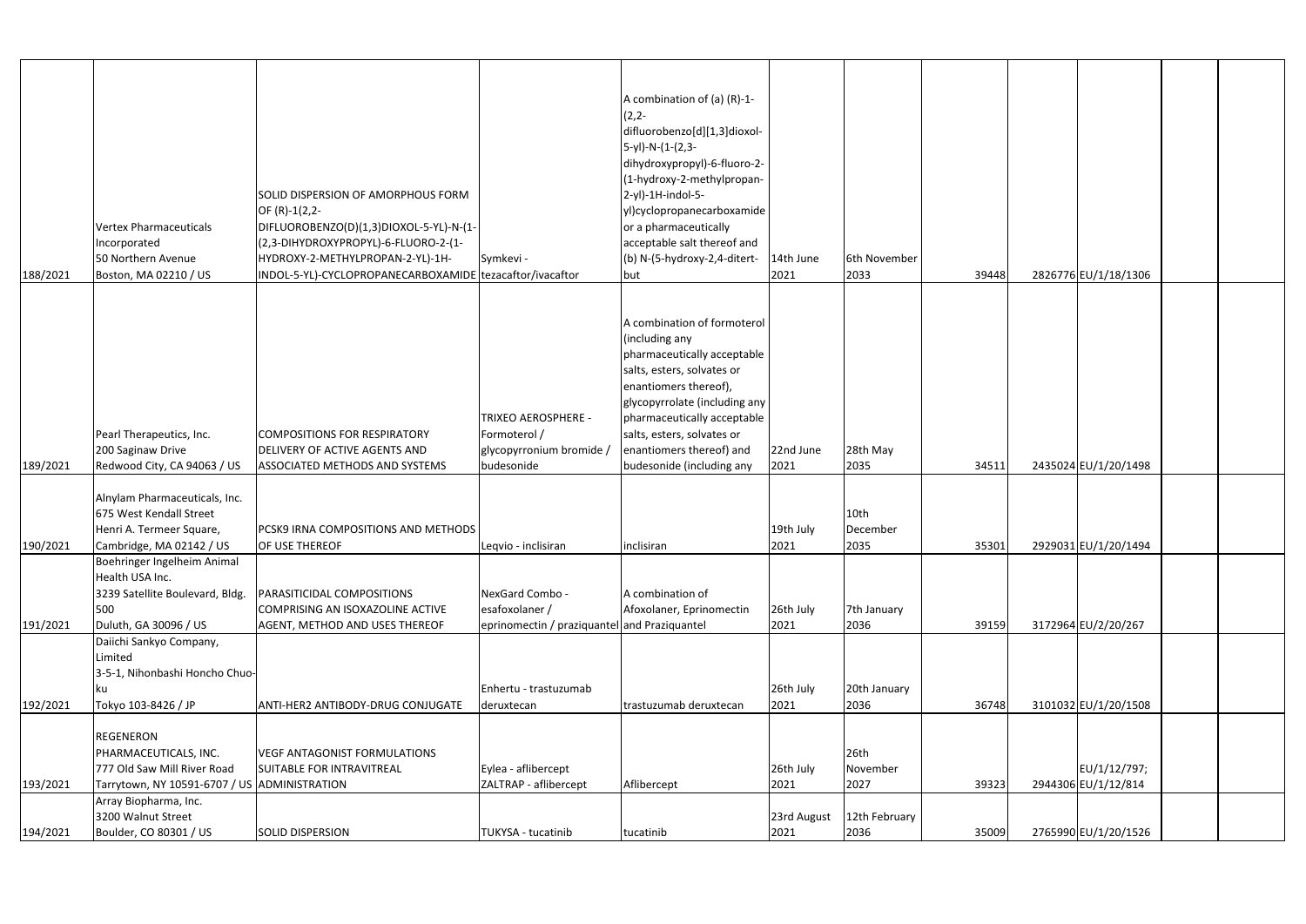| | | | | | | | | | | |
|---|---|---|---|---|---|---|---|---|---|---|
| 188/2021 | Vertex Pharmaceuticals Incorporated 50 Northern Avenue Boston, MA 02210 / US | SOLID DISPERSION OF AMORPHOUS FORM OF (R)-1(2,2-DIFLUOROBENZO(D)(1,3)DIOXOL-5-YL)-N-(1-(2,3-DIHYDROXYPROPYL)-6-FLUORO-2-(1-HYDROXY-2-METHYLPROPAN-2-YL)-1H-INDOL-5-YL)-CYCLOPROPANECARBOXAMIDE | Symkevi - tezacaftor/ivacaftor | A combination of (a) (R)-1-(2,2-difluorobenzo[d][1,3]dioxol-5-yl)-N-(1-(2,3-dihydroxypropyl)-6-fluoro-2-(1-hydroxy-2-methylpropan-2-yl)-1H-indol-5-yl)cyclopropanecarboxamide or a pharmaceutically acceptable salt thereof and (b) N-(5-hydroxy-2,4-ditert-but | 14th June 2021 | 6th November 2033 | 39448 | 2826776 | EU/1/18/1306 | |
| 189/2021 | Pearl Therapeutics, Inc. 200 Saginaw Drive Redwood City, CA 94063 / US | COMPOSITIONS FOR RESPIRATORY DELIVERY OF ACTIVE AGENTS AND ASSOCIATED METHODS AND SYSTEMS | TRIXEO AEROSPHERE - Formoterol / glycopyrronium bromide / budesonide | A combination of formoterol (including any pharmaceutically acceptable salts, esters, solvates or enantiomers thereof), glycopyrrolate (including any pharmaceutically acceptable salts, esters, solvates or enantiomers thereof) and budesonide (including any | 22nd June 2021 | 28th May 2035 | 34511 | 2435024 | EU/1/20/1498 | |
| 190/2021 | Alnylam Pharmaceuticals, Inc. 675 West Kendall Street Henri A. Termeer Square, Cambridge, MA 02142 / US | PCSK9 IRNA COMPOSITIONS AND METHODS OF USE THEREOF | Leqvio - inclisiran | inclisiran | 19th July 2021 | 10th December 2035 | 35301 | 2929031 | EU/1/20/1494 | |
| 191/2021 | Boehringer Ingelheim Animal Health USA Inc. 3239 Satellite Boulevard, Bldg. 500 Duluth, GA 30096 / US | PARASITICIDAL COMPOSITIONS COMPRISING AN ISOXAZOLINE ACTIVE AGENT, METHOD AND USES THEREOF | NexGard Combo - esafoxolaner / eprinomectin / praziquantel | A combination of Afoxolaner, Eprinomectin and Praziquantel | 26th July 2021 | 7th January 2036 | 39159 | 3172964 | EU/2/20/267 | |
| 192/2021 | Daiichi Sankyo Company, Limited 3-5-1, Nihonbashi Honcho Chuo-ku Tokyo 103-8426 / JP | ANTI-HER2 ANTIBODY-DRUG CONJUGATE | Enhertu - trastuzumab deruxtecan | trastuzumab deruxtecan | 26th July 2021 | 20th January 2036 | 36748 | 3101032 | EU/1/20/1508 | |
| 193/2021 | REGENERON PHARMACEUTICALS, INC. 777 Old Saw Mill River Road Tarrytown, NY 10591-6707 / US | VEGF ANTAGONIST FORMULATIONS SUITABLE FOR INTRAVITREAL ADMINISTRATION | Eylea - aflibercept ZALTRAP - aflibercept | Aflibercept | 26th July 2021 | 26th November 2027 | 39323 | 2944306 | EU/1/12/797; EU/1/12/814 | |
| 194/2021 | Array Biopharma, Inc. 3200 Walnut Street Boulder, CO 80301 / US | SOLID DISPERSION | TUKYSA - tucatinib | tucatinib | 23rd August 2021 | 12th February 2036 | 35009 | 2765990 | EU/1/20/1526 | |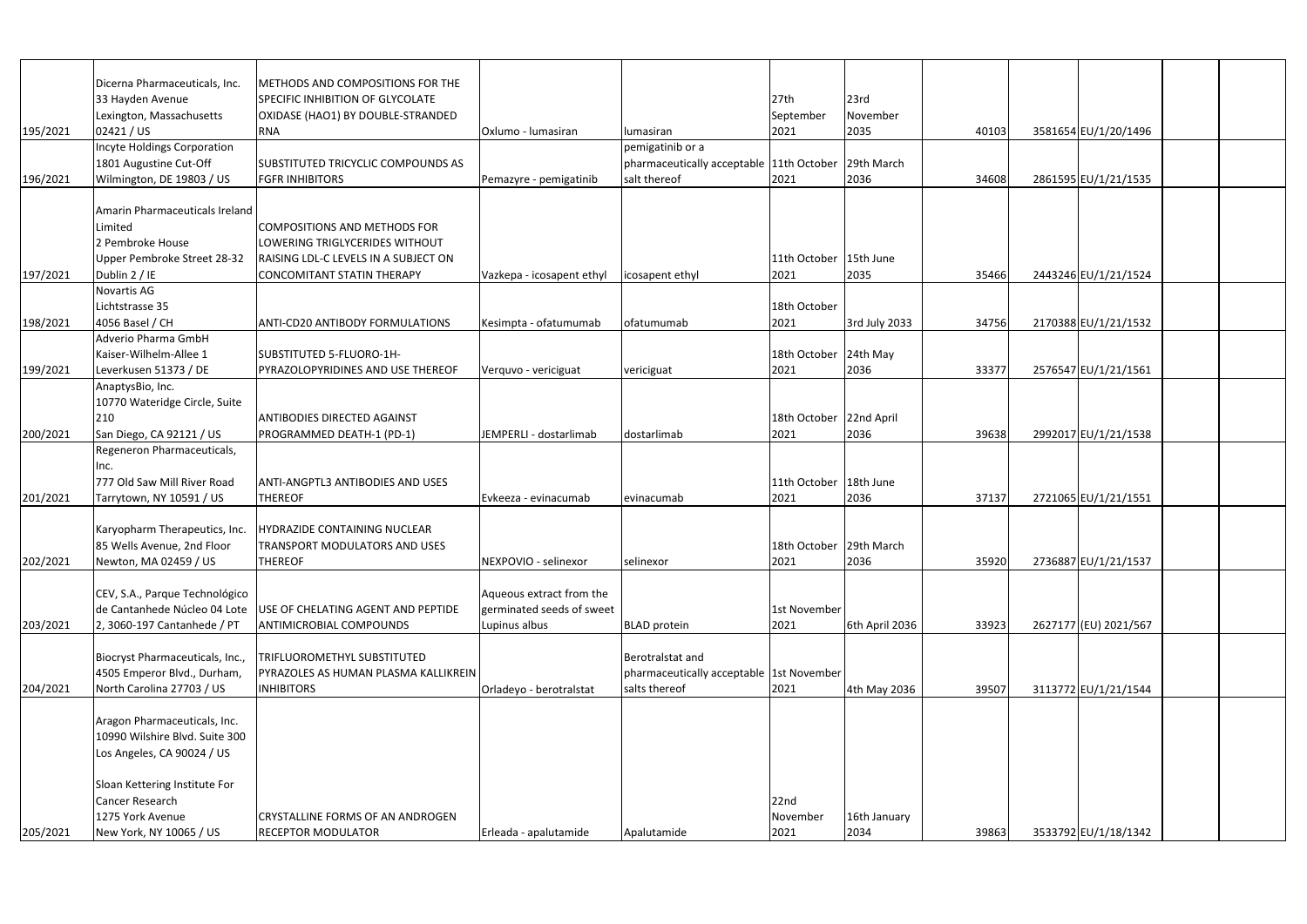| | | | | | | | | | | | |
|---|---|---|---|---|---|---|---|---|---|---|---|
| 195/2021 | Dicerna Pharmaceuticals, Inc. 33 Hayden Avenue Lexington, Massachusetts 02421 / US | METHODS AND COMPOSITIONS FOR THE SPECIFIC INHIBITION OF GLYCOLATE OXIDASE (HAO1) BY DOUBLE-STRANDED RNA | Oxlumo - lumasiran | lumasiran | 27th September 2021 | 23rd November 2035 | 40103 | 3581654 | EU/1/20/1496 | | |
| 196/2021 | Incyte Holdings Corporation 1801 Augustine Cut-Off Wilmington, DE 19803 / US | SUBSTITUTED TRICYCLIC COMPOUNDS AS FGFR INHIBITORS | Pemazyre - pemigatinib | pemigatinib or a pharmaceutically acceptable salt thereof | 11th October 2021 | 29th March 2036 | 34608 | 2861595 | EU/1/21/1535 | | |
| 197/2021 | Amarin Pharmaceuticals Ireland Limited 2 Pembroke House Upper Pembroke Street 28-32 Dublin 2 / IE | COMPOSITIONS AND METHODS FOR LOWERING TRIGLYCERIDES WITHOUT RAISING LDL-C LEVELS IN A SUBJECT ON CONCOMITANT STATIN THERAPY | Vazkepa - icosapent ethyl | icosapent ethyl | 11th October 2021 | 15th June 2035 | 35466 | 2443246 | EU/1/21/1524 | | |
| 198/2021 | Novartis AG Lichtstrasse 35 4056 Basel / CH | ANTI-CD20 ANTIBODY FORMULATIONS | Kesimpta - ofatumumab | ofatumumab | 18th October 2021 | 3rd July 2033 | 34756 | 2170388 | EU/1/21/1532 | | |
| 199/2021 | Adverio Pharma GmbH Kaiser-Wilhelm-Allee 1 Leverkusen 51373 / DE | SUBSTITUTED 5-FLUORO-1H-PYRAZOLOPYRIDINES AND USE THEREOF | Verquvo - vericiguat | vericiguat | 18th October 2021 | 24th May 2036 | 33377 | 2576547 | EU/1/21/1561 | | |
| 200/2021 | AnaptysBio, Inc. 10770 Wateridge Circle, Suite 210 San Diego, CA 92121 / US | ANTIBODIES DIRECTED AGAINST PROGRAMMED DEATH-1 (PD-1) | JEMPERLI - dostarlimab | dostarlimab | 18th October 2021 | 22nd April 2036 | 39638 | 2992017 | EU/1/21/1538 | | |
| 201/2021 | Regeneron Pharmaceuticals, Inc. 777 Old Saw Mill River Road Tarrytown, NY 10591 / US | ANTI-ANGPTL3 ANTIBODIES AND USES THEREOF | Evkeeza - evinacumab | evinacumab | 11th October 2021 | 18th June 2036 | 37137 | 2721065 | EU/1/21/1551 | | |
| 202/2021 | Karyopharm Therapeutics, Inc. 85 Wells Avenue, 2nd Floor Newton, MA 02459 / US | HYDRAZIDE CONTAINING NUCLEAR TRANSPORT MODULATORS AND USES THEREOF | NEXPOVIO - selinexor | selinexor | 18th October 2021 | 29th March 2036 | 35920 | 2736887 | EU/1/21/1537 | | |
| 203/2021 | CEV, S.A., Parque Technológico de Cantanhede Núcleo 04 Lote 2, 3060-197 Cantanhede / PT | USE OF CHELATING AGENT AND PEPTIDE ANTIMICROBIAL COMPOUNDS | Aqueous extract from the germinated seeds of sweet Lupinus albus | BLAD protein | 1st November 2021 | 6th April 2036 | 33923 | 2627177 | (EU) 2021/567 | | |
| 204/2021 | Biocryst Pharmaceuticals, Inc., 4505 Emperor Blvd., Durham, North Carolina 27703 / US | TRIFLUOROMETHYL SUBSTITUTED PYRAZOLES AS HUMAN PLASMA KALLIKREIN INHIBITORS | Orladeyo - berotralstat | Berotralstat and pharmaceutically acceptable salts thereof | 1st November 2021 | 4th May 2036 | 39507 | 3113772 | EU/1/21/1544 | | |
| 205/2021 | Aragon Pharmaceuticals, Inc. 10990 Wilshire Blvd. Suite 300 Los Angeles, CA 90024 / US<br><br>Sloan Kettering Institute For Cancer Research 1275 York Avenue New York, NY 10065 / US | CRYSTALLINE FORMS OF AN ANDROGEN RECEPTOR MODULATOR | Erleada - apalutamide | Apalutamide | 22nd November 2021 | 16th January 2034 | 39863 | 3533792 | EU/1/18/1342 | | |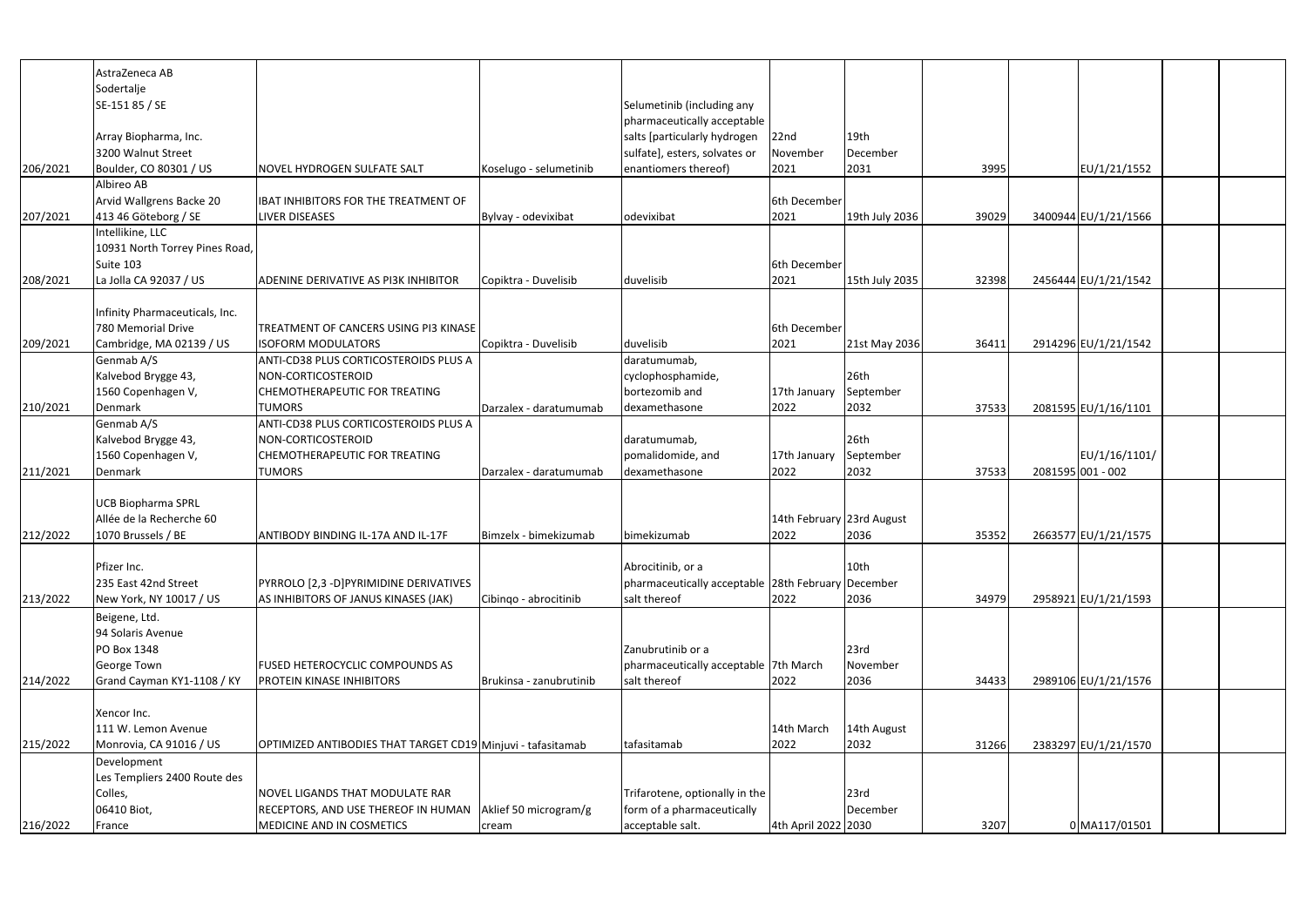| | | | | | | | | | | | |
|---|---|---|---|---|---|---|---|---|---|---|---|
| 206/2021 | AstraZeneca AB Sodertalje SE-151 85 / SE  Array Biopharma, Inc. 3200 Walnut Street Boulder, CO 80301 / US | NOVEL HYDROGEN SULFATE SALT | Koselugo - selumetinib | Selumetinib (including any pharmaceutically acceptable salts [particularly hydrogen sulfate], esters, solvates or enantiomers thereof) | 22nd November 2021 | 19th December 2031 | 3995 | | EU/1/21/1552 | | |
| 207/2021 | Albireo AB Arvid Wallgrens Backe 20 413 46 Göteborg / SE | IBAT INHIBITORS FOR THE TREATMENT OF LIVER DISEASES | Bylvay - odevixibat | odevixibat | 6th December 2021 | 19th July 2036 | 39029 | 3400944 | EU/1/21/1566 | | |
| 208/2021 | Intellikine, LLC 10931 North Torrey Pines Road, Suite 103 La Jolla CA 92037 / US | ADENINE DERIVATIVE AS PI3K INHIBITOR | Copiktra - Duvelisib | duvelisib | 6th December 2021 | 15th July 2035 | 32398 | 2456444 | EU/1/21/1542 | | |
| 209/2021 | Infinity Pharmaceuticals, Inc. 780 Memorial Drive Cambridge, MA 02139 / US | TREATMENT OF CANCERS USING PI3 KINASE ISOFORM MODULATORS | Copiktra - Duvelisib | duvelisib | 6th December 2021 | 21st May 2036 | 36411 | 2914296 | EU/1/21/1542 | | |
| 210/2021 | Genmab A/S Kalvebod Brygge 43, 1560 Copenhagen V, Denmark | ANTI-CD38 PLUS CORTICOSTEROIDS PLUS A NON-CORTICOSTEROID CHEMOTHERAPEUTIC FOR TREATING TUMORS | Darzalex - daratumumab | daratumumab, cyclophosphamide, bortezomib and dexamethasone | 17th January 2022 | 26th September 2032 | 37533 | 2081595 | EU/1/16/1101 | | |
| 211/2021 | Genmab A/S Kalvebod Brygge 43, 1560 Copenhagen V, Denmark | ANTI-CD38 PLUS CORTICOSTEROIDS PLUS A NON-CORTICOSTEROID CHEMOTHERAPEUTIC FOR TREATING TUMORS | Darzalex - daratumumab | daratumumab, pomalidomide, and dexamethasone | 17th January 2022 | 26th September 2032 | 37533 | 2081595 | EU/1/16/1101/ 001 - 002 | | |
| 212/2022 | UCB Biopharma SPRL Allée de la Recherche 60 1070 Brussels / BE | ANTIBODY BINDING IL-17A AND IL-17F | Bimzelx - bimekizumab | bimekizumab | 14th February 2022 | 23rd August 2036 | 35352 | 2663577 | EU/1/21/1575 | | |
| 213/2022 | Pfizer Inc. 235 East 42nd Street New York, NY 10017 / US | PYRROLO [2,3 -D]PYRIMIDINE DERIVATIVES AS INHIBITORS OF JANUS KINASES (JAK) | Cibinqo - abrocitinib | Abrocitinib, or a pharmaceutically acceptable salt thereof | 28th February 2022 | 10th December 2036 | 34979 | 2958921 | EU/1/21/1593 | | |
| 214/2022 | Beigene, Ltd. 94 Solaris Avenue PO Box 1348 George Town Grand Cayman KY1-1108 / KY | FUSED HETEROCYCLIC COMPOUNDS AS PROTEIN KINASE INHIBITORS | Brukinsa - zanubrutinib | Zanubrutinib or a pharmaceutically acceptable salt thereof | 7th March 2022 | 23rd November 2036 | 34433 | 2989106 | EU/1/21/1576 | | |
| 215/2022 | Xencor Inc. 111 W. Lemon Avenue Monrovia, CA 91016 / US | OPTIMIZED ANTIBODIES THAT TARGET CD19 | Minjuvi - tafasitamab | tafasitamab | 14th March 2022 | 14th August 2032 | 31266 | 2383297 | EU/1/21/1570 | | |
| 216/2022 | Development Les Templiers 2400 Route des Colles, 06410 Biot, France | NOVEL LIGANDS THAT MODULATE RAR RECEPTORS, AND USE THEREOF IN HUMAN MEDICINE AND IN COSMETICS | Aklief 50 microgram/g cream | Trifarotene, optionally in the form of a pharmaceutically acceptable salt. | 4th April 2022 | 23rd December 2030 | 3207 | 0 | MA117/01501 | | |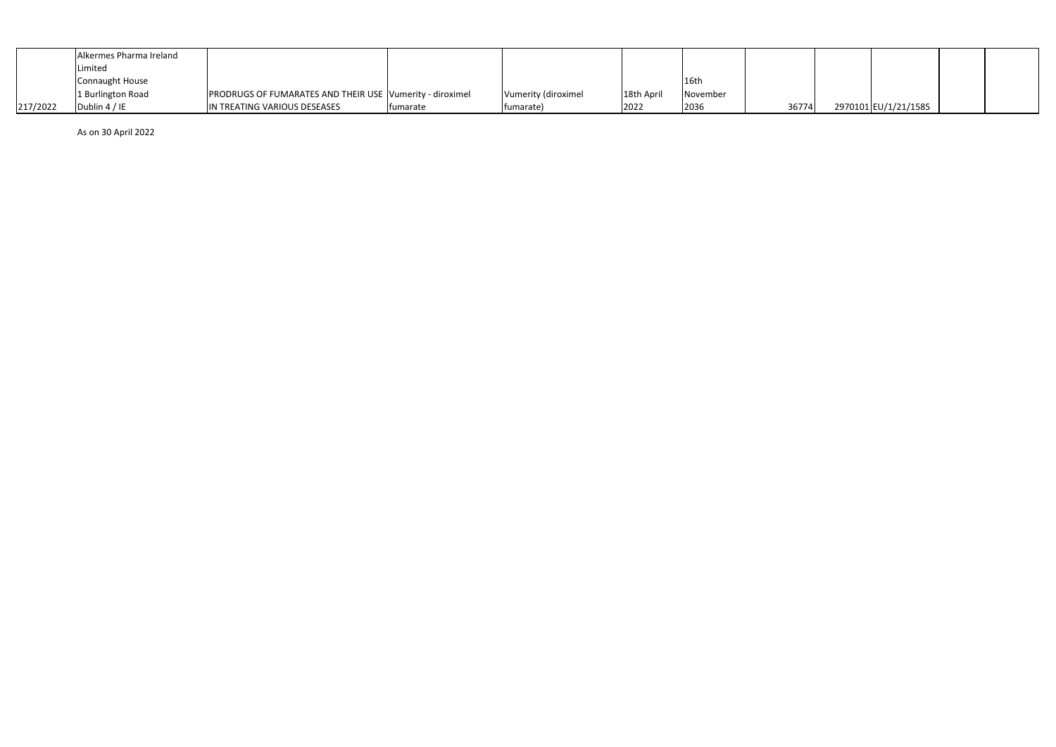| | | | | | | | | | | | | |
|---|---|---|---|---|---|---|---|---|---|---|---|---|
| 217/2022 | Alkermes Pharma Ireland Limited Connaught House 1 Burlington Road Dublin 4 / IE | PRODRUGS OF FUMARATES AND THEIR USE IN TREATING VARIOUS DESEASES | Vumerity - diroximel fumarate | Vumerity (diroximel fumarate) | 18th April 2022 | 16th November 2036 | 36774 | 2970101 | EU/1/21/1585 | | | |

As on 30 April 2022